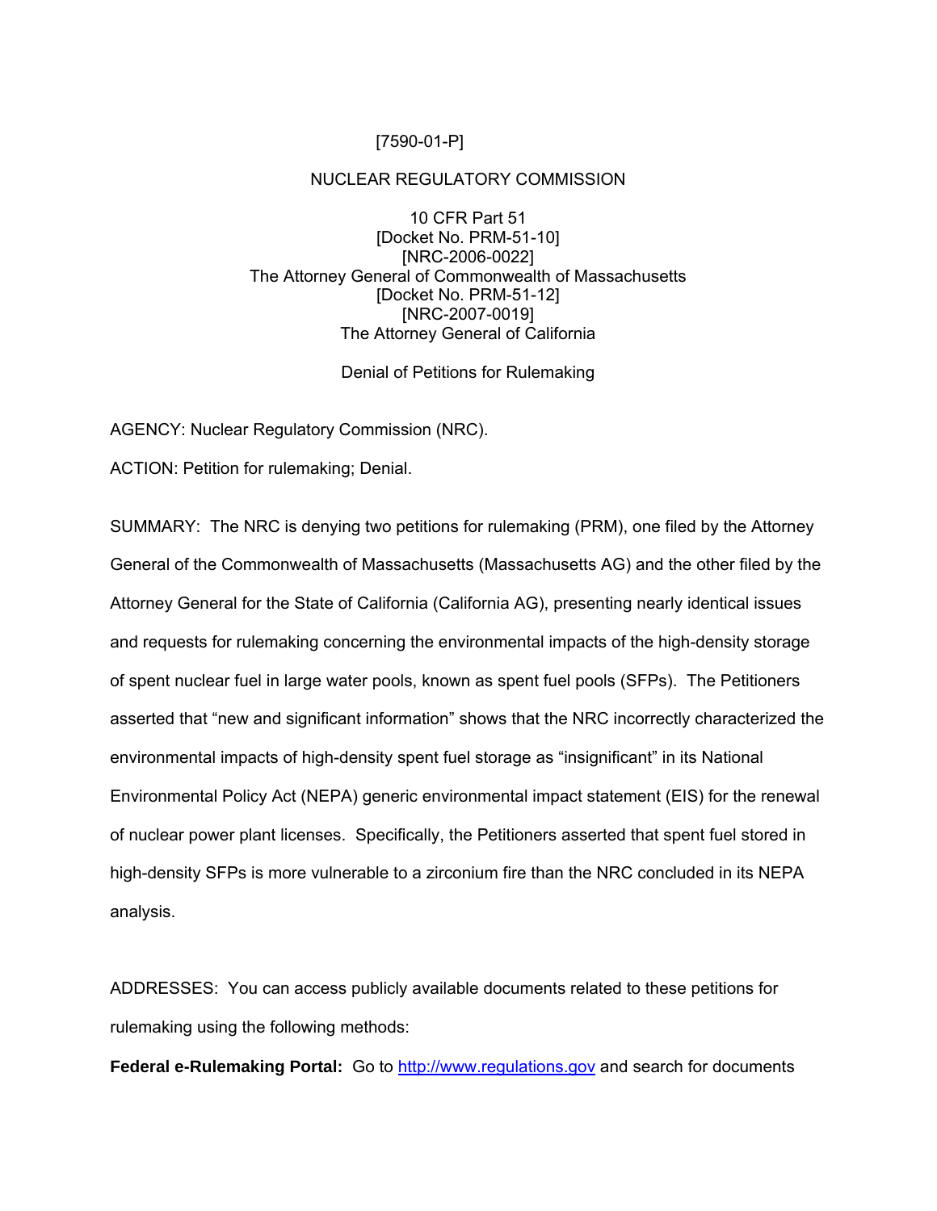[7590-01-P]

NUCLEAR REGULATORY COMMISSION

10 CFR Part 51
[Docket No. PRM-51-10]
[NRC-2006-0022]
The Attorney General of Commonwealth of Massachusetts
[Docket No. PRM-51-12]
[NRC-2007-0019]
The Attorney General of California

Denial of Petitions for Rulemaking

AGENCY: Nuclear Regulatory Commission (NRC).

ACTION: Petition for rulemaking; Denial.

SUMMARY: The NRC is denying two petitions for rulemaking (PRM), one filed by the Attorney General of the Commonwealth of Massachusetts (Massachusetts AG) and the other filed by the Attorney General for the State of California (California AG), presenting nearly identical issues and requests for rulemaking concerning the environmental impacts of the high-density storage of spent nuclear fuel in large water pools, known as spent fuel pools (SFPs). The Petitioners asserted that "new and significant information" shows that the NRC incorrectly characterized the environmental impacts of high-density spent fuel storage as "insignificant" in its National Environmental Policy Act (NEPA) generic environmental impact statement (EIS) for the renewal of nuclear power plant licenses. Specifically, the Petitioners asserted that spent fuel stored in high-density SFPs is more vulnerable to a zirconium fire than the NRC concluded in its NEPA analysis.

ADDRESSES: You can access publicly available documents related to these petitions for rulemaking using the following methods:

**Federal e-Rulemaking Portal:** Go to http://www.regulations.gov and search for documents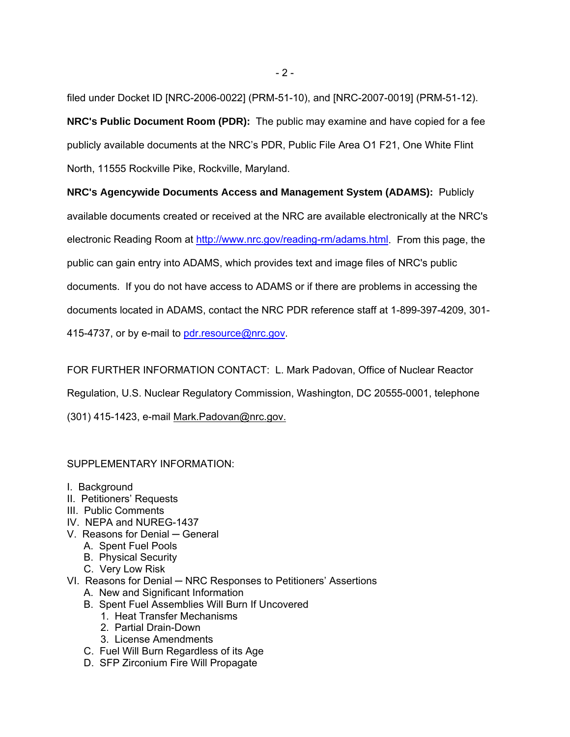filed under Docket ID [NRC-2006-0022] (PRM-51-10), and [NRC-2007-0019] (PRM-51-12).

**NRC's Public Document Room (PDR):** The public may examine and have copied for a fee publicly available documents at the NRC's PDR, Public File Area O1 F21, One White Flint North, 11555 Rockville Pike, Rockville, Maryland.

**NRC's Agencywide Documents Access and Management System (ADAMS):** Publicly available documents created or received at the NRC are available electronically at the NRC's electronic Reading Room at http://www.nrc.gov/reading-rm/adams.html. From this page, the public can gain entry into ADAMS, which provides text and image files of NRC's public documents. If you do not have access to ADAMS or if there are problems in accessing the documents located in ADAMS, contact the NRC PDR reference staff at 1-899-397-4209, 301-415-4737, or by e-mail to pdr.resource@nrc.gov.

FOR FURTHER INFORMATION CONTACT: L. Mark Padovan, Office of Nuclear Reactor Regulation, U.S. Nuclear Regulatory Commission, Washington, DC 20555-0001, telephone (301) 415-1423, e-mail Mark.Padovan@nrc.gov.

SUPPLEMENTARY INFORMATION:

I. Background
II. Petitioners' Requests
III. Public Comments
IV. NEPA and NUREG-1437
V. Reasons for Denial ─ General
    A. Spent Fuel Pools
    B. Physical Security
    C. Very Low Risk
VI. Reasons for Denial ─ NRC Responses to Petitioners' Assertions
    A. New and Significant Information
    B. Spent Fuel Assemblies Will Burn If Uncovered
        1. Heat Transfer Mechanisms
        2. Partial Drain-Down
        3. License Amendments
    C. Fuel Will Burn Regardless of its Age
    D. SFP Zirconium Fire Will Propagate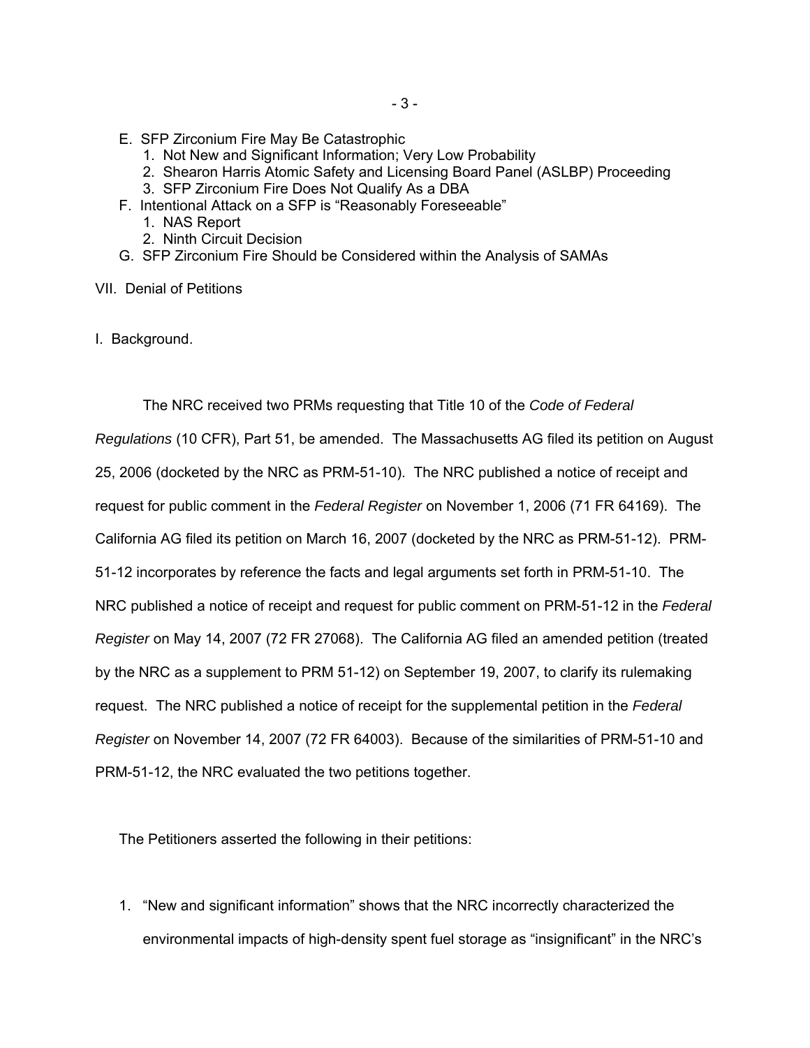- E. SFP Zirconium Fire May Be Catastrophic
    1. Not New and Significant Information; Very Low Probability
    2. Shearon Harris Atomic Safety and Licensing Board Panel (ASLBP) Proceeding
    3. SFP Zirconium Fire Does Not Qualify As a DBA
- F. Intentional Attack on a SFP is "Reasonably Foreseeable"
    1. NAS Report
    2. Ninth Circuit Decision
- G. SFP Zirconium Fire Should be Considered within the Analysis of SAMAs

VII. Denial of Petitions

## I. Background.

The NRC received two PRMs requesting that Title 10 of the *Code of Federal Regulations* (10 CFR), Part 51, be amended. The Massachusetts AG filed its petition on August 25, 2006 (docketed by the NRC as PRM-51-10). The NRC published a notice of receipt and request for public comment in the *Federal Register* on November 1, 2006 (71 FR 64169). The California AG filed its petition on March 16, 2007 (docketed by the NRC as PRM-51-12). PRM-51-12 incorporates by reference the facts and legal arguments set forth in PRM-51-10. The NRC published a notice of receipt and request for public comment on PRM-51-12 in the *Federal Register* on May 14, 2007 (72 FR 27068). The California AG filed an amended petition (treated by the NRC as a supplement to PRM 51-12) on September 19, 2007, to clarify its rulemaking request. The NRC published a notice of receipt for the supplemental petition in the *Federal Register* on November 14, 2007 (72 FR 64003). Because of the similarities of PRM-51-10 and PRM-51-12, the NRC evaluated the two petitions together.

The Petitioners asserted the following in their petitions:

1. "New and significant information" shows that the NRC incorrectly characterized the environmental impacts of high-density spent fuel storage as "insignificant" in the NRC's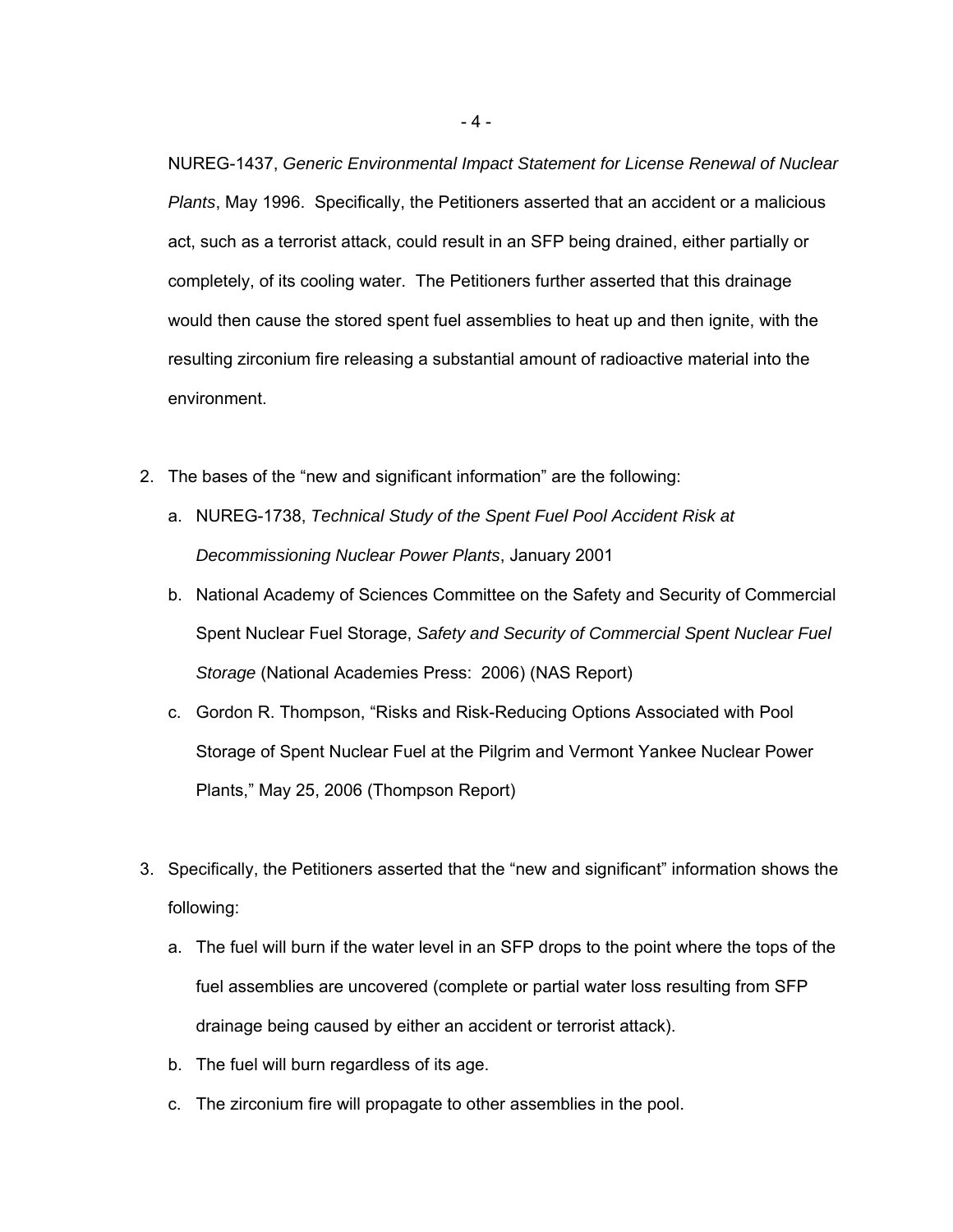NUREG-1437, *Generic Environmental Impact Statement for License Renewal of Nuclear Plants*, May 1996. Specifically, the Petitioners asserted that an accident or a malicious act, such as a terrorist attack, could result in an SFP being drained, either partially or completely, of its cooling water. The Petitioners further asserted that this drainage would then cause the stored spent fuel assemblies to heat up and then ignite, with the resulting zirconium fire releasing a substantial amount of radioactive material into the environment.

2. The bases of the "new and significant information" are the following:
   a. NUREG-1738, *Technical Study of the Spent Fuel Pool Accident Risk at Decommissioning Nuclear Power Plants*, January 2001
   b. National Academy of Sciences Committee on the Safety and Security of Commercial Spent Nuclear Fuel Storage, *Safety and Security of Commercial Spent Nuclear Fuel Storage* (National Academies Press: 2006) (NAS Report)
   c. Gordon R. Thompson, "Risks and Risk-Reducing Options Associated with Pool Storage of Spent Nuclear Fuel at the Pilgrim and Vermont Yankee Nuclear Power Plants," May 25, 2006 (Thompson Report)

3. Specifically, the Petitioners asserted that the "new and significant" information shows the following:
   a. The fuel will burn if the water level in an SFP drops to the point where the tops of the fuel assemblies are uncovered (complete or partial water loss resulting from SFP drainage being caused by either an accident or terrorist attack).
   b. The fuel will burn regardless of its age.
   c. The zirconium fire will propagate to other assemblies in the pool.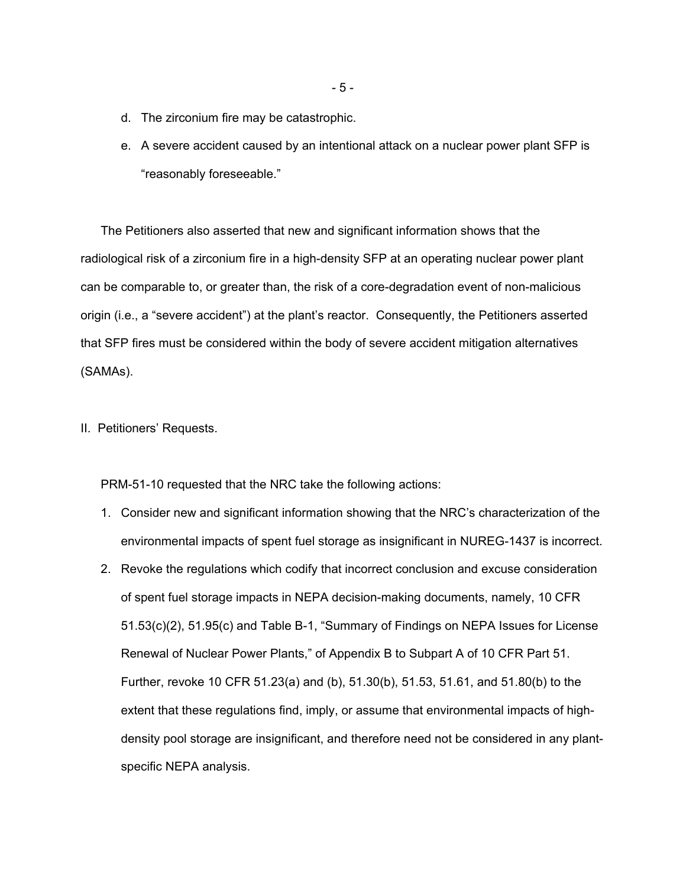d. The zirconium fire may be catastrophic.

e. A severe accident caused by an intentional attack on a nuclear power plant SFP is "reasonably foreseeable."

The Petitioners also asserted that new and significant information shows that the radiological risk of a zirconium fire in a high-density SFP at an operating nuclear power plant can be comparable to, or greater than, the risk of a core-degradation event of non-malicious origin (i.e., a "severe accident") at the plant's reactor. Consequently, the Petitioners asserted that SFP fires must be considered within the body of severe accident mitigation alternatives (SAMAs).

II. Petitioners' Requests.

PRM-51-10 requested that the NRC take the following actions:

1. Consider new and significant information showing that the NRC's characterization of the environmental impacts of spent fuel storage as insignificant in NUREG-1437 is incorrect.
2. Revoke the regulations which codify that incorrect conclusion and excuse consideration of spent fuel storage impacts in NEPA decision-making documents, namely, 10 CFR 51.53(c)(2), 51.95(c) and Table B-1, "Summary of Findings on NEPA Issues for License Renewal of Nuclear Power Plants," of Appendix B to Subpart A of 10 CFR Part 51. Further, revoke 10 CFR 51.23(a) and (b), 51.30(b), 51.53, 51.61, and 51.80(b) to the extent that these regulations find, imply, or assume that environmental impacts of high-density pool storage are insignificant, and therefore need not be considered in any plant-specific NEPA analysis.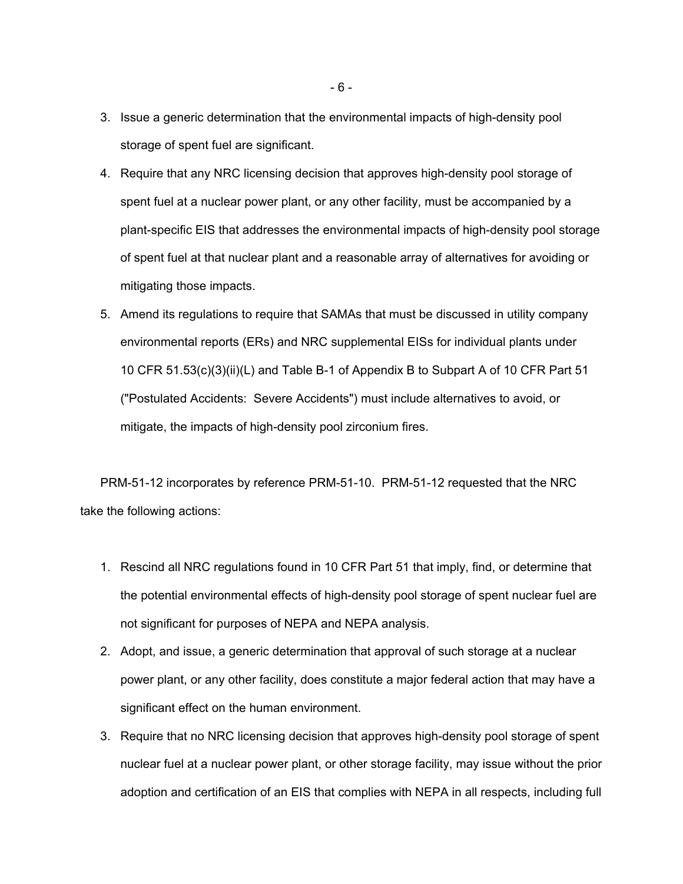3. Issue a generic determination that the environmental impacts of high-density pool storage of spent fuel are significant.
4. Require that any NRC licensing decision that approves high-density pool storage of spent fuel at a nuclear power plant, or any other facility, must be accompanied by a plant-specific EIS that addresses the environmental impacts of high-density pool storage of spent fuel at that nuclear plant and a reasonable array of alternatives for avoiding or mitigating those impacts.
5. Amend its regulations to require that SAMAs that must be discussed in utility company environmental reports (ERs) and NRC supplemental EISs for individual plants under 10 CFR 51.53(c)(3)(ii)(L) and Table B-1 of Appendix B to Subpart A of 10 CFR Part 51 ("Postulated Accidents: Severe Accidents") must include alternatives to avoid, or mitigate, the impacts of high-density pool zirconium fires.

PRM-51-12 incorporates by reference PRM-51-10. PRM-51-12 requested that the NRC take the following actions:

1. Rescind all NRC regulations found in 10 CFR Part 51 that imply, find, or determine that the potential environmental effects of high-density pool storage of spent nuclear fuel are not significant for purposes of NEPA and NEPA analysis.
2. Adopt, and issue, a generic determination that approval of such storage at a nuclear power plant, or any other facility, does constitute a major federal action that may have a significant effect on the human environment.
3. Require that no NRC licensing decision that approves high-density pool storage of spent nuclear fuel at a nuclear power plant, or other storage facility, may issue without the prior adoption and certification of an EIS that complies with NEPA in all respects, including full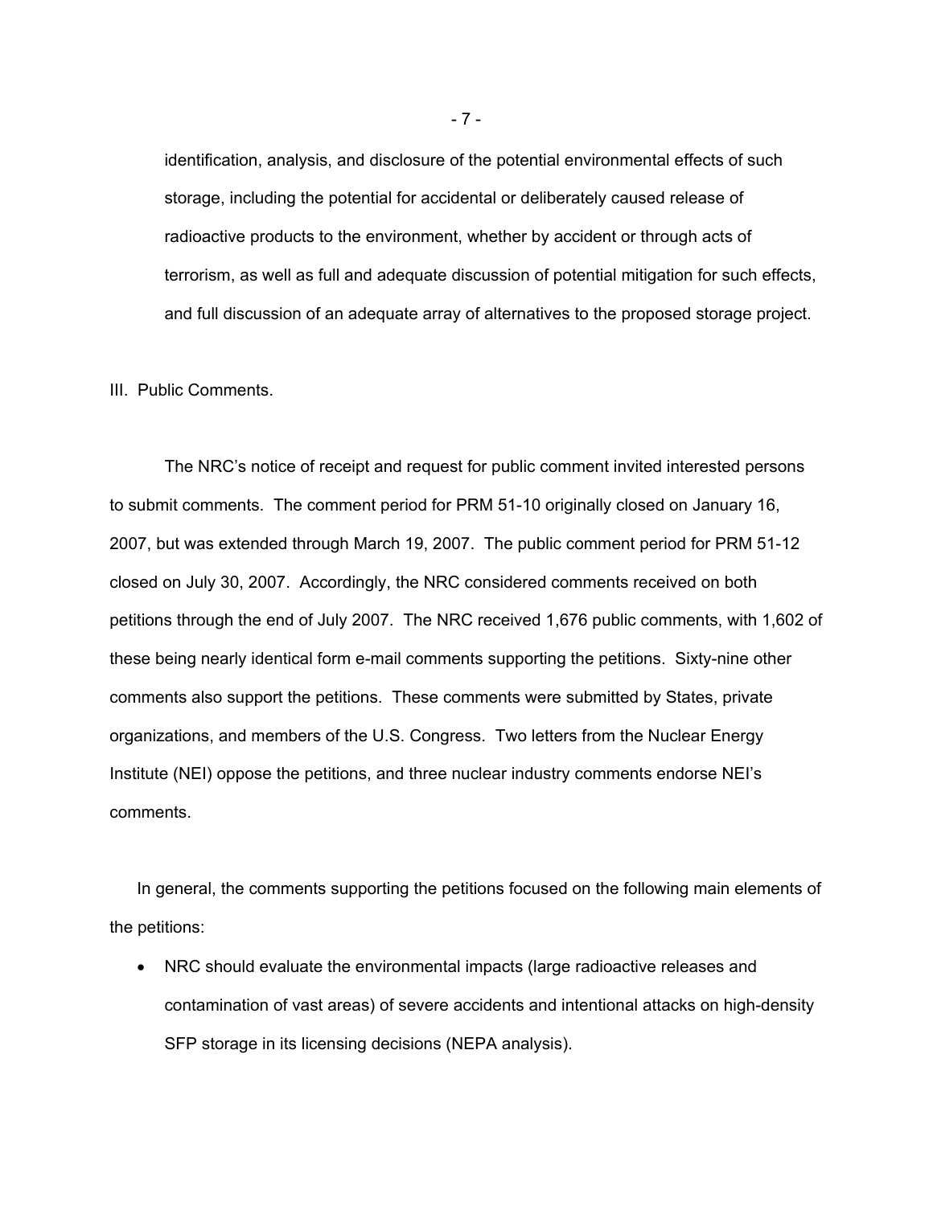identification, analysis, and disclosure of the potential environmental effects of such storage, including the potential for accidental or deliberately caused release of radioactive products to the environment, whether by accident or through acts of terrorism, as well as full and adequate discussion of potential mitigation for such effects, and full discussion of an adequate array of alternatives to the proposed storage project.

III. Public Comments.

The NRC's notice of receipt and request for public comment invited interested persons to submit comments. The comment period for PRM 51-10 originally closed on January 16, 2007, but was extended through March 19, 2007. The public comment period for PRM 51-12 closed on July 30, 2007. Accordingly, the NRC considered comments received on both petitions through the end of July 2007. The NRC received 1,676 public comments, with 1,602 of these being nearly identical form e-mail comments supporting the petitions. Sixty-nine other comments also support the petitions. These comments were submitted by States, private organizations, and members of the U.S. Congress. Two letters from the Nuclear Energy Institute (NEI) oppose the petitions, and three nuclear industry comments endorse NEI's comments.

In general, the comments supporting the petitions focused on the following main elements of the petitions:

- NRC should evaluate the environmental impacts (large radioactive releases and contamination of vast areas) of severe accidents and intentional attacks on high-density SFP storage in its licensing decisions (NEPA analysis).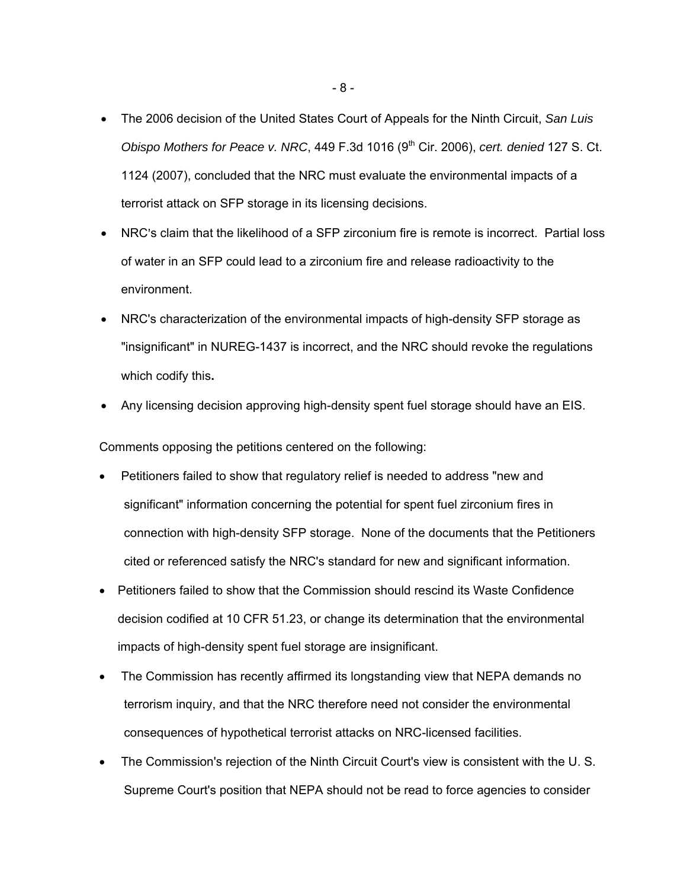- The 2006 decision of the United States Court of Appeals for the Ninth Circuit, *San Luis Obispo Mothers for Peace v. NRC*, 449 F.3d 1016 (9th Cir. 2006), *cert. denied* 127 S. Ct. 1124 (2007), concluded that the NRC must evaluate the environmental impacts of a terrorist attack on SFP storage in its licensing decisions.
- NRC's claim that the likelihood of a SFP zirconium fire is remote is incorrect. Partial loss of water in an SFP could lead to a zirconium fire and release radioactivity to the environment.
- NRC's characterization of the environmental impacts of high-density SFP storage as "insignificant" in NUREG-1437 is incorrect, and the NRC should revoke the regulations which codify this**.**
- Any licensing decision approving high-density spent fuel storage should have an EIS.

Comments opposing the petitions centered on the following:

- Petitioners failed to show that regulatory relief is needed to address "new and significant" information concerning the potential for spent fuel zirconium fires in connection with high-density SFP storage. None of the documents that the Petitioners cited or referenced satisfy the NRC's standard for new and significant information.
- Petitioners failed to show that the Commission should rescind its Waste Confidence decision codified at 10 CFR 51.23, or change its determination that the environmental impacts of high-density spent fuel storage are insignificant.
- The Commission has recently affirmed its longstanding view that NEPA demands no terrorism inquiry, and that the NRC therefore need not consider the environmental consequences of hypothetical terrorist attacks on NRC-licensed facilities.
- The Commission's rejection of the Ninth Circuit Court's view is consistent with the U. S. Supreme Court's position that NEPA should not be read to force agencies to consider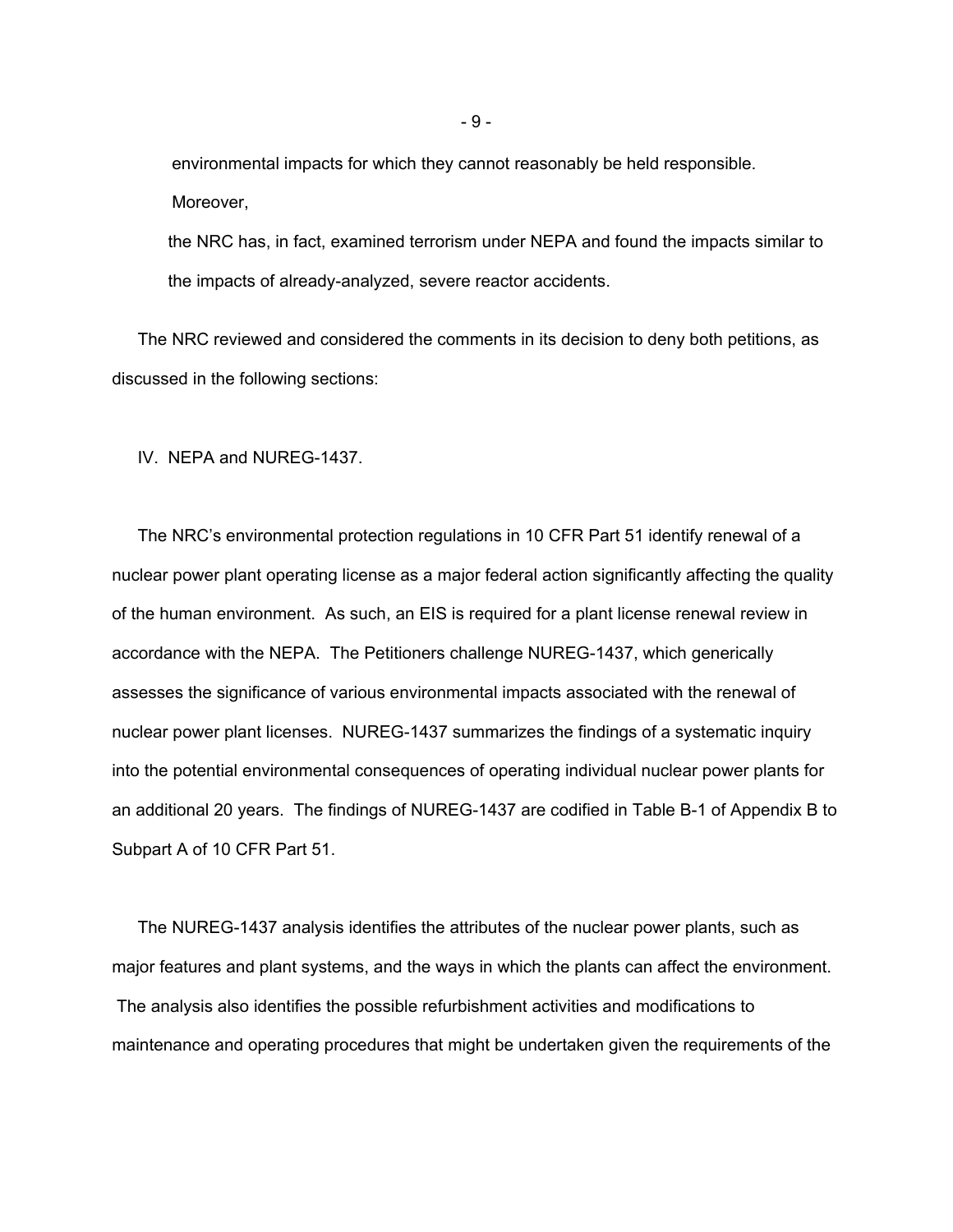environmental impacts for which they cannot reasonably be held responsible. Moreover,

the NRC has, in fact, examined terrorism under NEPA and found the impacts similar to the impacts of already-analyzed, severe reactor accidents.

The NRC reviewed and considered the comments in its decision to deny both petitions, as discussed in the following sections:

## IV. NEPA and NUREG-1437.

The NRC's environmental protection regulations in 10 CFR Part 51 identify renewal of a nuclear power plant operating license as a major federal action significantly affecting the quality of the human environment. As such, an EIS is required for a plant license renewal review in accordance with the NEPA. The Petitioners challenge NUREG-1437, which generically assesses the significance of various environmental impacts associated with the renewal of nuclear power plant licenses. NUREG-1437 summarizes the findings of a systematic inquiry into the potential environmental consequences of operating individual nuclear power plants for an additional 20 years. The findings of NUREG-1437 are codified in Table B-1 of Appendix B to Subpart A of 10 CFR Part 51.

The NUREG-1437 analysis identifies the attributes of the nuclear power plants, such as major features and plant systems, and the ways in which the plants can affect the environment. The analysis also identifies the possible refurbishment activities and modifications to maintenance and operating procedures that might be undertaken given the requirements of the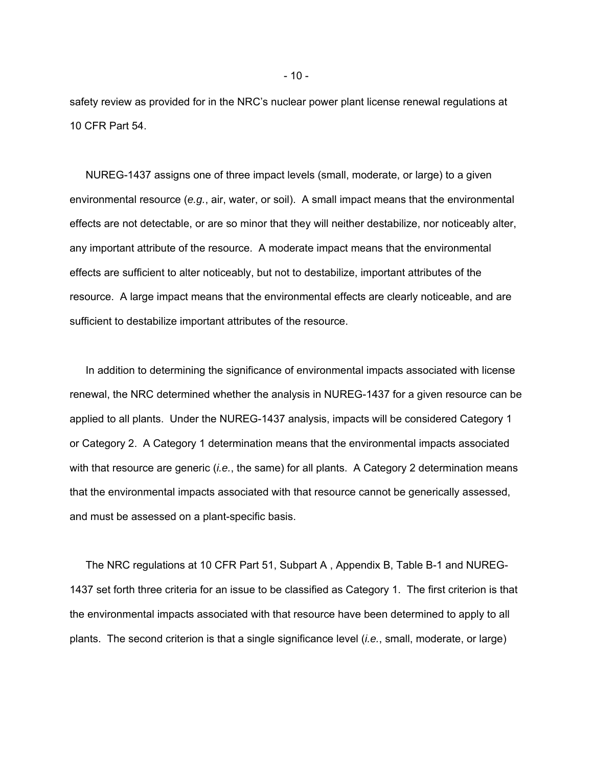safety review as provided for in the NRC's nuclear power plant license renewal regulations at 10 CFR Part 54.

NUREG-1437 assigns one of three impact levels (small, moderate, or large) to a given environmental resource (*e.g.*, air, water, or soil). A small impact means that the environmental effects are not detectable, or are so minor that they will neither destabilize, nor noticeably alter, any important attribute of the resource. A moderate impact means that the environmental effects are sufficient to alter noticeably, but not to destabilize, important attributes of the resource. A large impact means that the environmental effects are clearly noticeable, and are sufficient to destabilize important attributes of the resource.

In addition to determining the significance of environmental impacts associated with license renewal, the NRC determined whether the analysis in NUREG-1437 for a given resource can be applied to all plants. Under the NUREG-1437 analysis, impacts will be considered Category 1 or Category 2. A Category 1 determination means that the environmental impacts associated with that resource are generic (*i.e.*, the same) for all plants. A Category 2 determination means that the environmental impacts associated with that resource cannot be generically assessed, and must be assessed on a plant-specific basis.

The NRC regulations at 10 CFR Part 51, Subpart A , Appendix B, Table B-1 and NUREG-1437 set forth three criteria for an issue to be classified as Category 1. The first criterion is that the environmental impacts associated with that resource have been determined to apply to all plants. The second criterion is that a single significance level (*i.e.*, small, moderate, or large)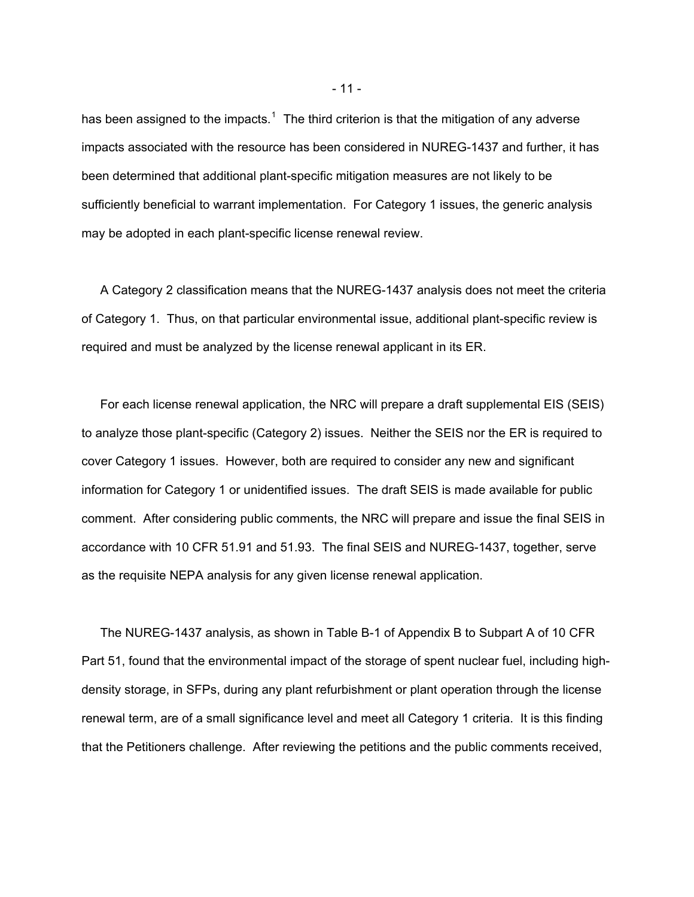has been assigned to the impacts.[1] The third criterion is that the mitigation of any adverse impacts associated with the resource has been considered in NUREG-1437 and further, it has been determined that additional plant-specific mitigation measures are not likely to be sufficiently beneficial to warrant implementation. For Category 1 issues, the generic analysis may be adopted in each plant-specific license renewal review.

A Category 2 classification means that the NUREG-1437 analysis does not meet the criteria of Category 1. Thus, on that particular environmental issue, additional plant-specific review is required and must be analyzed by the license renewal applicant in its ER.

For each license renewal application, the NRC will prepare a draft supplemental EIS (SEIS) to analyze those plant-specific (Category 2) issues. Neither the SEIS nor the ER is required to cover Category 1 issues. However, both are required to consider any new and significant information for Category 1 or unidentified issues. The draft SEIS is made available for public comment. After considering public comments, the NRC will prepare and issue the final SEIS in accordance with 10 CFR 51.91 and 51.93. The final SEIS and NUREG-1437, together, serve as the requisite NEPA analysis for any given license renewal application.

The NUREG-1437 analysis, as shown in Table B-1 of Appendix B to Subpart A of 10 CFR Part 51, found that the environmental impact of the storage of spent nuclear fuel, including high-density storage, in SFPs, during any plant refurbishment or plant operation through the license renewal term, are of a small significance level and meet all Category 1 criteria. It is this finding that the Petitioners challenge. After reviewing the petitions and the public comments received,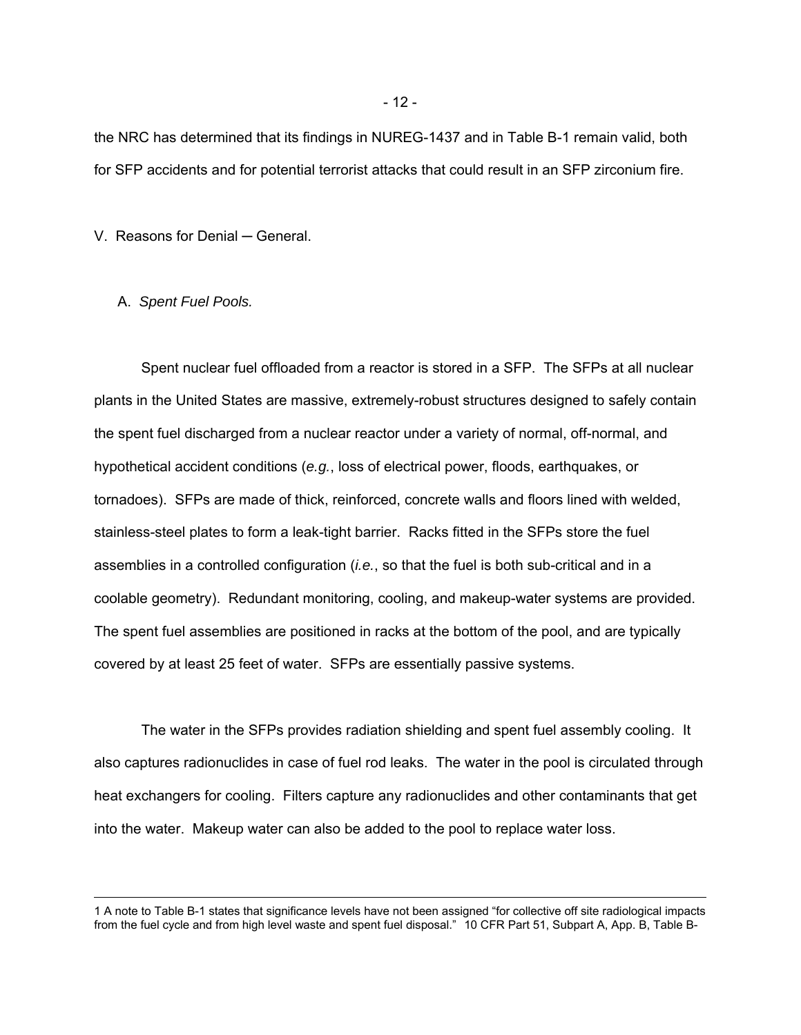the NRC has determined that its findings in NUREG-1437 and in Table B-1 remain valid, both for SFP accidents and for potential terrorist attacks that could result in an SFP zirconium fire.

## V. Reasons for Denial ─ General.

### A. *Spent Fuel Pools.*

Spent nuclear fuel offloaded from a reactor is stored in a SFP. The SFPs at all nuclear plants in the United States are massive, extremely-robust structures designed to safely contain the spent fuel discharged from a nuclear reactor under a variety of normal, off-normal, and hypothetical accident conditions (*e.g.*, loss of electrical power, floods, earthquakes, or tornadoes). SFPs are made of thick, reinforced, concrete walls and floors lined with welded, stainless-steel plates to form a leak-tight barrier. Racks fitted in the SFPs store the fuel assemblies in a controlled configuration (*i.e.*, so that the fuel is both sub-critical and in a coolable geometry). Redundant monitoring, cooling, and makeup-water systems are provided. The spent fuel assemblies are positioned in racks at the bottom of the pool, and are typically covered by at least 25 feet of water. SFPs are essentially passive systems.

The water in the SFPs provides radiation shielding and spent fuel assembly cooling. It also captures radionuclides in case of fuel rod leaks. The water in the pool is circulated through heat exchangers for cooling. Filters capture any radionuclides and other contaminants that get into the water. Makeup water can also be added to the pool to replace water loss.

---

1 A note to Table B-1 states that significance levels have not been assigned "for collective off site radiological impacts from the fuel cycle and from high level waste and spent fuel disposal." 10 CFR Part 51, Subpart A, App. B, Table B-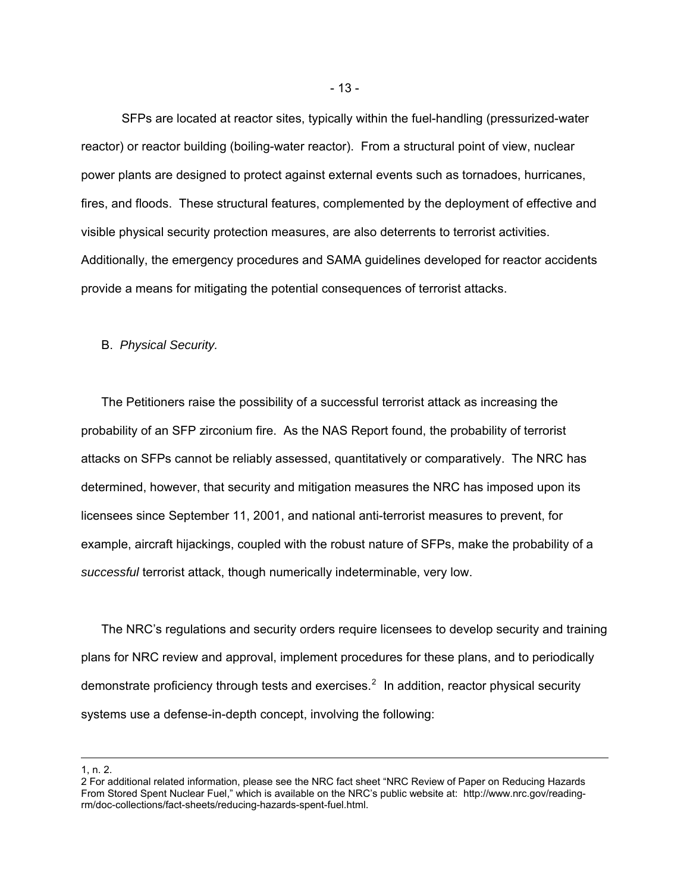SFPs are located at reactor sites, typically within the fuel-handling (pressurized-water reactor) or reactor building (boiling-water reactor). From a structural point of view, nuclear power plants are designed to protect against external events such as tornadoes, hurricanes, fires, and floods. These structural features, complemented by the deployment of effective and visible physical security protection measures, are also deterrents to terrorist activities. Additionally, the emergency procedures and SAMA guidelines developed for reactor accidents provide a means for mitigating the potential consequences of terrorist attacks.

B. *Physical Security.*

The Petitioners raise the possibility of a successful terrorist attack as increasing the probability of an SFP zirconium fire. As the NAS Report found, the probability of terrorist attacks on SFPs cannot be reliably assessed, quantitatively or comparatively. The NRC has determined, however, that security and mitigation measures the NRC has imposed upon its licensees since September 11, 2001, and national anti-terrorist measures to prevent, for example, aircraft hijackings, coupled with the robust nature of SFPs, make the probability of a *successful* terrorist attack, though numerically indeterminable, very low.

The NRC's regulations and security orders require licensees to develop security and training plans for NRC review and approval, implement procedures for these plans, and to periodically demonstrate proficiency through tests and exercises.[2] In addition, reactor physical security systems use a defense-in-depth concept, involving the following:

---

1, n. 2.

2 For additional related information, please see the NRC fact sheet "NRC Review of Paper on Reducing Hazards From Stored Spent Nuclear Fuel," which is available on the NRC's public website at: http://www.nrc.gov/reading-rm/doc-collections/fact-sheets/reducing-hazards-spent-fuel.html.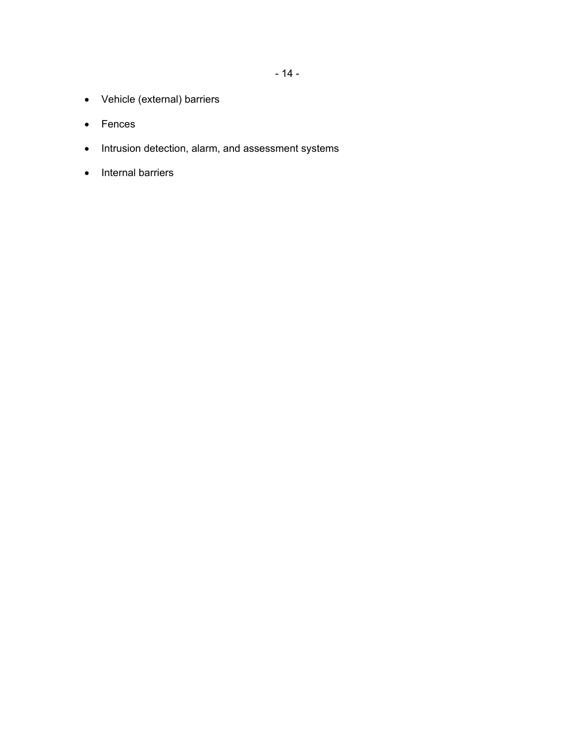- Vehicle (external) barriers
- Fences
- Intrusion detection, alarm, and assessment systems
- Internal barriers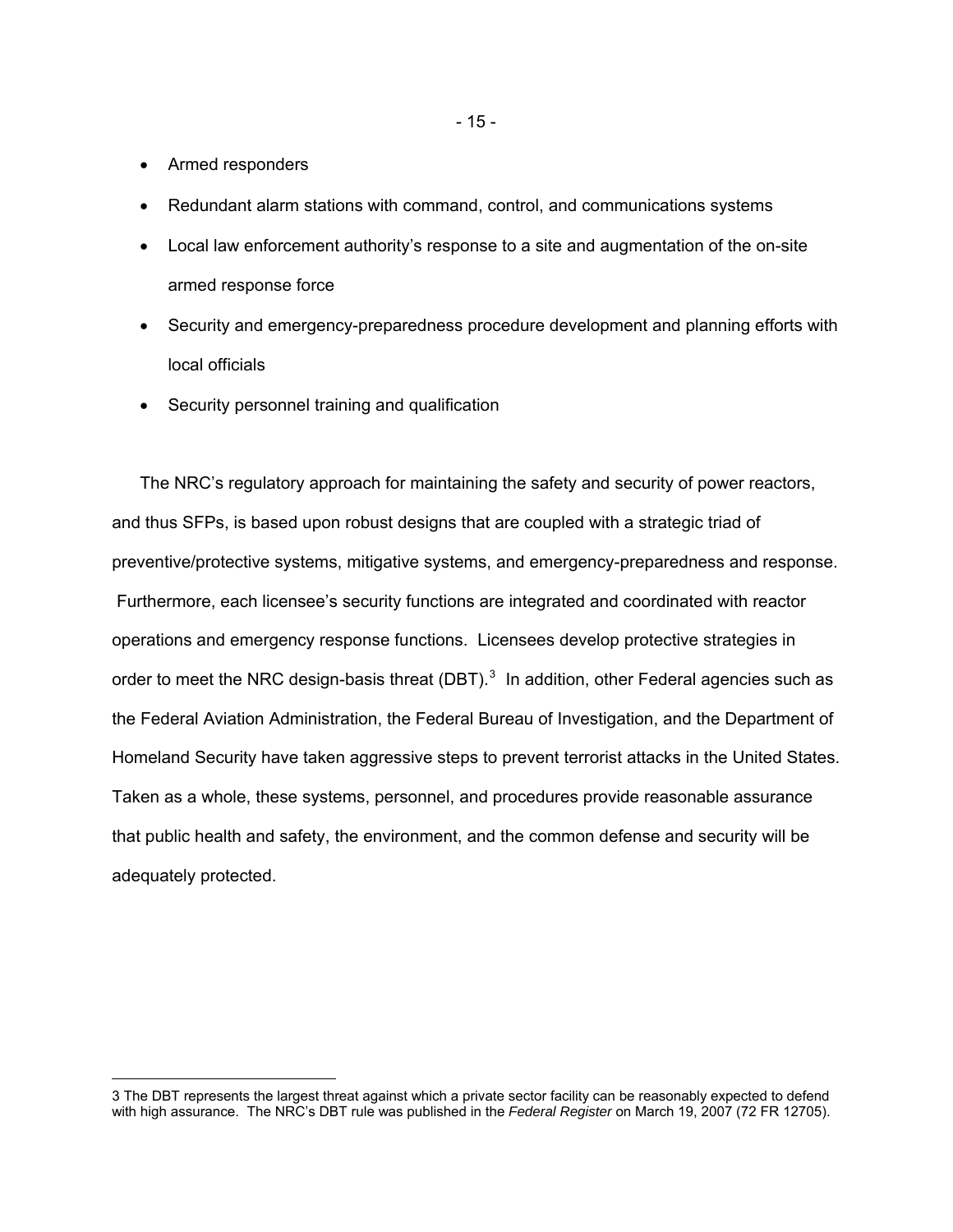- Armed responders
- Redundant alarm stations with command, control, and communications systems
- Local law enforcement authority's response to a site and augmentation of the on-site armed response force
- Security and emergency-preparedness procedure development and planning efforts with local officials
- Security personnel training and qualification

The NRC's regulatory approach for maintaining the safety and security of power reactors, and thus SFPs, is based upon robust designs that are coupled with a strategic triad of preventive/protective systems, mitigative systems, and emergency-preparedness and response. Furthermore, each licensee's security functions are integrated and coordinated with reactor operations and emergency response functions. Licensees develop protective strategies in order to meet the NRC design-basis threat (DBT).[3] In addition, other Federal agencies such as the Federal Aviation Administration, the Federal Bureau of Investigation, and the Department of Homeland Security have taken aggressive steps to prevent terrorist attacks in the United States. Taken as a whole, these systems, personnel, and procedures provide reasonable assurance that public health and safety, the environment, and the common defense and security will be adequately protected.

3 The DBT represents the largest threat against which a private sector facility can be reasonably expected to defend with high assurance. The NRC's DBT rule was published in the *Federal Register* on March 19, 2007 (72 FR 12705).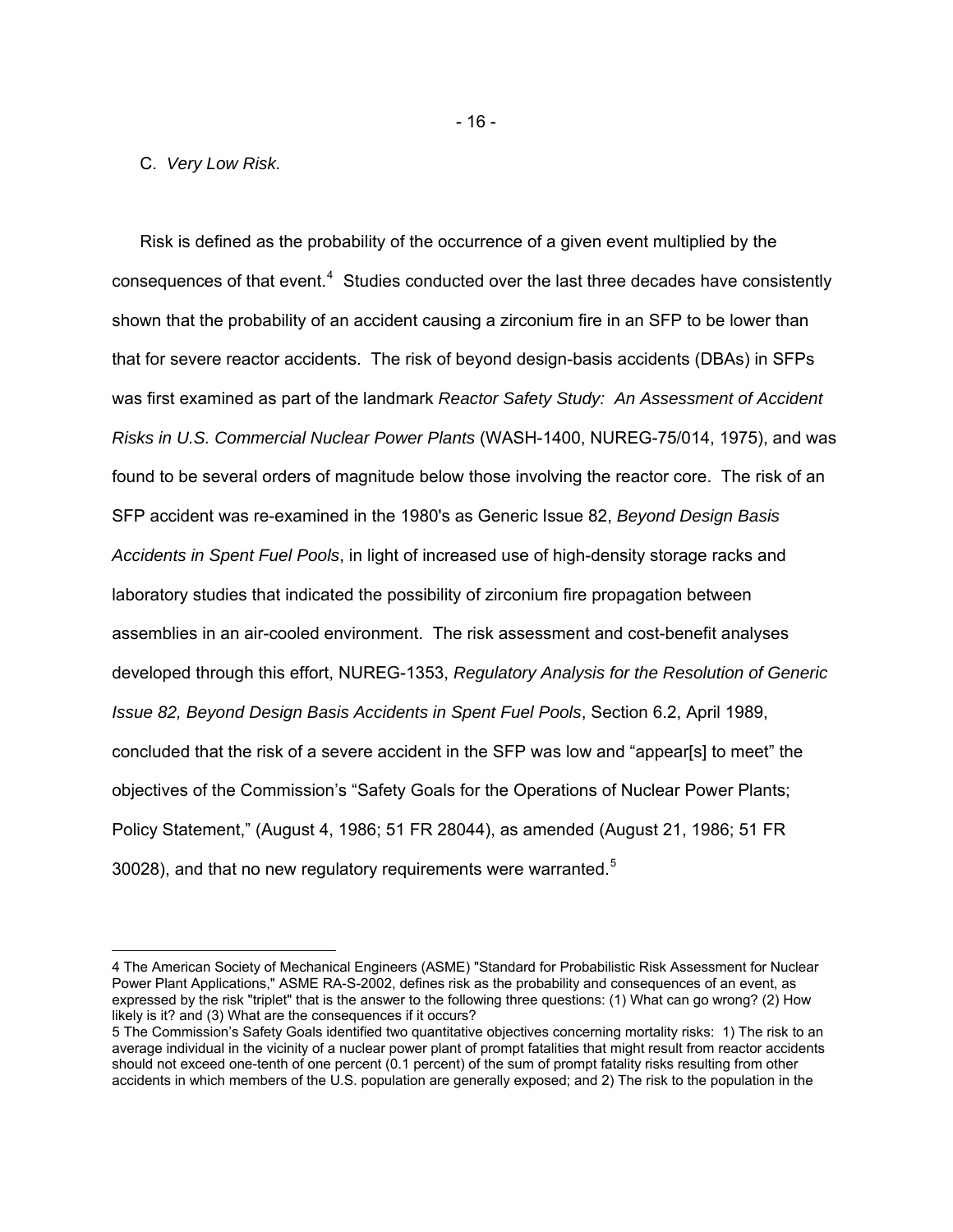C. *Very Low Risk.*

Risk is defined as the probability of the occurrence of a given event multiplied by the consequences of that event.[4] Studies conducted over the last three decades have consistently shown that the probability of an accident causing a zirconium fire in an SFP to be lower than that for severe reactor accidents. The risk of beyond design-basis accidents (DBAs) in SFPs was first examined as part of the landmark *Reactor Safety Study: An Assessment of Accident Risks in U.S. Commercial Nuclear Power Plants* (WASH-1400, NUREG-75/014, 1975), and was found to be several orders of magnitude below those involving the reactor core. The risk of an SFP accident was re-examined in the 1980's as Generic Issue 82, *Beyond Design Basis Accidents in Spent Fuel Pools*, in light of increased use of high-density storage racks and laboratory studies that indicated the possibility of zirconium fire propagation between assemblies in an air-cooled environment. The risk assessment and cost-benefit analyses developed through this effort, NUREG-1353, *Regulatory Analysis for the Resolution of Generic Issue 82, Beyond Design Basis Accidents in Spent Fuel Pools*, Section 6.2, April 1989, concluded that the risk of a severe accident in the SFP was low and "appear[s] to meet" the objectives of the Commission's "Safety Goals for the Operations of Nuclear Power Plants; Policy Statement," (August 4, 1986; 51 FR 28044), as amended (August 21, 1986; 51 FR 30028), and that no new regulatory requirements were warranted.[5]

---

4 The American Society of Mechanical Engineers (ASME) "Standard for Probabilistic Risk Assessment for Nuclear Power Plant Applications," ASME RA-S-2002, defines risk as the probability and consequences of an event, as expressed by the risk "triplet" that is the answer to the following three questions: (1) What can go wrong? (2) How likely is it? and (3) What are the consequences if it occurs?

5 The Commission's Safety Goals identified two quantitative objectives concerning mortality risks: 1) The risk to an average individual in the vicinity of a nuclear power plant of prompt fatalities that might result from reactor accidents should not exceed one-tenth of one percent (0.1 percent) of the sum of prompt fatality risks resulting from other accidents in which members of the U.S. population are generally exposed; and 2) The risk to the population in the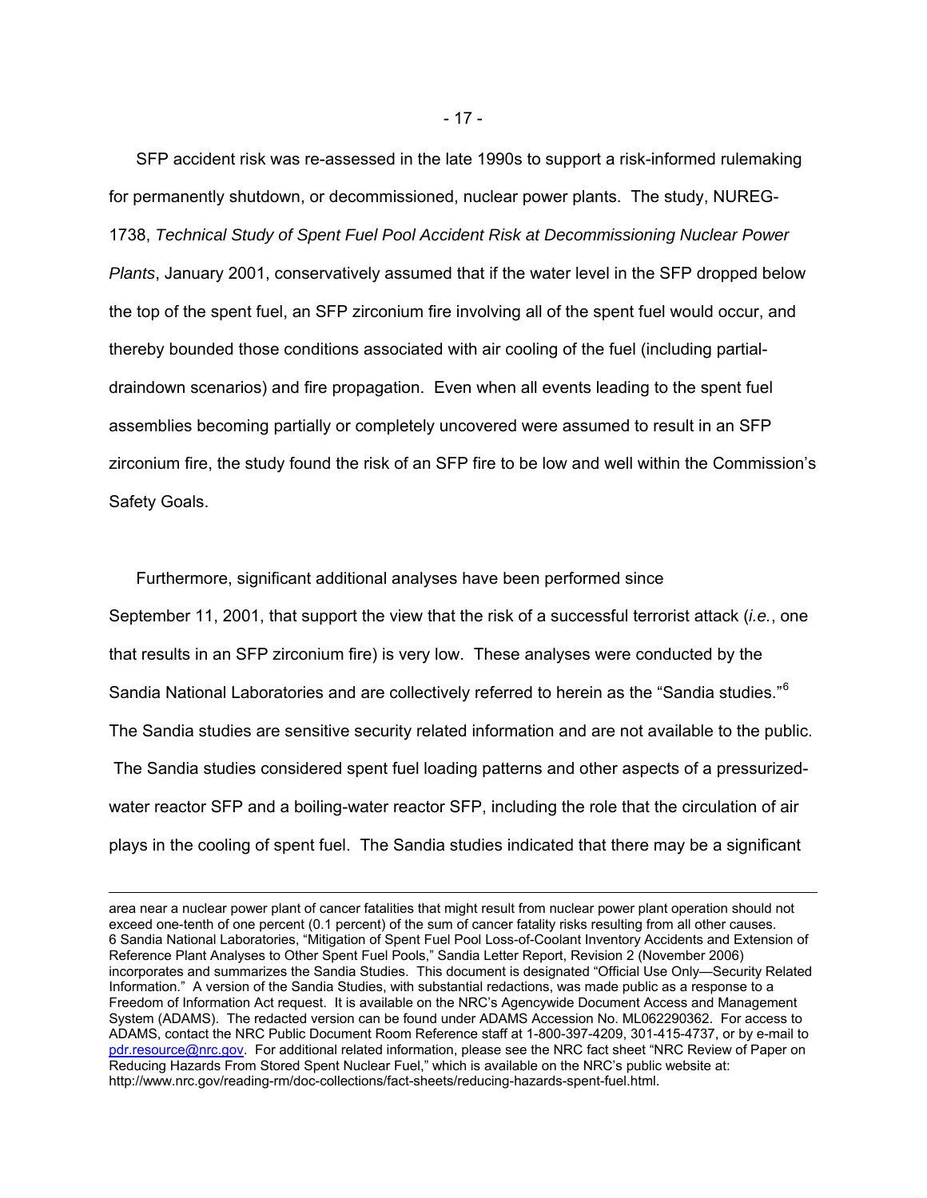SFP accident risk was re-assessed in the late 1990s to support a risk-informed rulemaking for permanently shutdown, or decommissioned, nuclear power plants. The study, NUREG-1738, *Technical Study of Spent Fuel Pool Accident Risk at Decommissioning Nuclear Power Plants*, January 2001, conservatively assumed that if the water level in the SFP dropped below the top of the spent fuel, an SFP zirconium fire involving all of the spent fuel would occur, and thereby bounded those conditions associated with air cooling of the fuel (including partial-draindown scenarios) and fire propagation. Even when all events leading to the spent fuel assemblies becoming partially or completely uncovered were assumed to result in an SFP zirconium fire, the study found the risk of an SFP fire to be low and well within the Commission's Safety Goals.

Furthermore, significant additional analyses have been performed since September 11, 2001, that support the view that the risk of a successful terrorist attack (*i.e.*, one that results in an SFP zirconium fire) is very low. These analyses were conducted by the Sandia National Laboratories and are collectively referred to herein as the "Sandia studies."[6] The Sandia studies are sensitive security related information and are not available to the public. The Sandia studies considered spent fuel loading patterns and other aspects of a pressurized-water reactor SFP and a boiling-water reactor SFP, including the role that the circulation of air plays in the cooling of spent fuel. The Sandia studies indicated that there may be a significant

---

area near a nuclear power plant of cancer fatalities that might result from nuclear power plant operation should not exceed one-tenth of one percent (0.1 percent) of the sum of cancer fatality risks resulting from all other causes.

6 Sandia National Laboratories, "Mitigation of Spent Fuel Pool Loss-of-Coolant Inventory Accidents and Extension of Reference Plant Analyses to Other Spent Fuel Pools," Sandia Letter Report, Revision 2 (November 2006) incorporates and summarizes the Sandia Studies. This document is designated "Official Use Only—Security Related Information." A version of the Sandia Studies, with substantial redactions, was made public as a response to a Freedom of Information Act request. It is available on the NRC's Agencywide Document Access and Management System (ADAMS). The redacted version can be found under ADAMS Accession No. ML062290362. For access to ADAMS, contact the NRC Public Document Room Reference staff at 1-800-397-4209, 301-415-4737, or by e-mail to pdr.resource@nrc.gov. For additional related information, please see the NRC fact sheet "NRC Review of Paper on Reducing Hazards From Stored Spent Nuclear Fuel," which is available on the NRC's public website at: http://www.nrc.gov/reading-rm/doc-collections/fact-sheets/reducing-hazards-spent-fuel.html.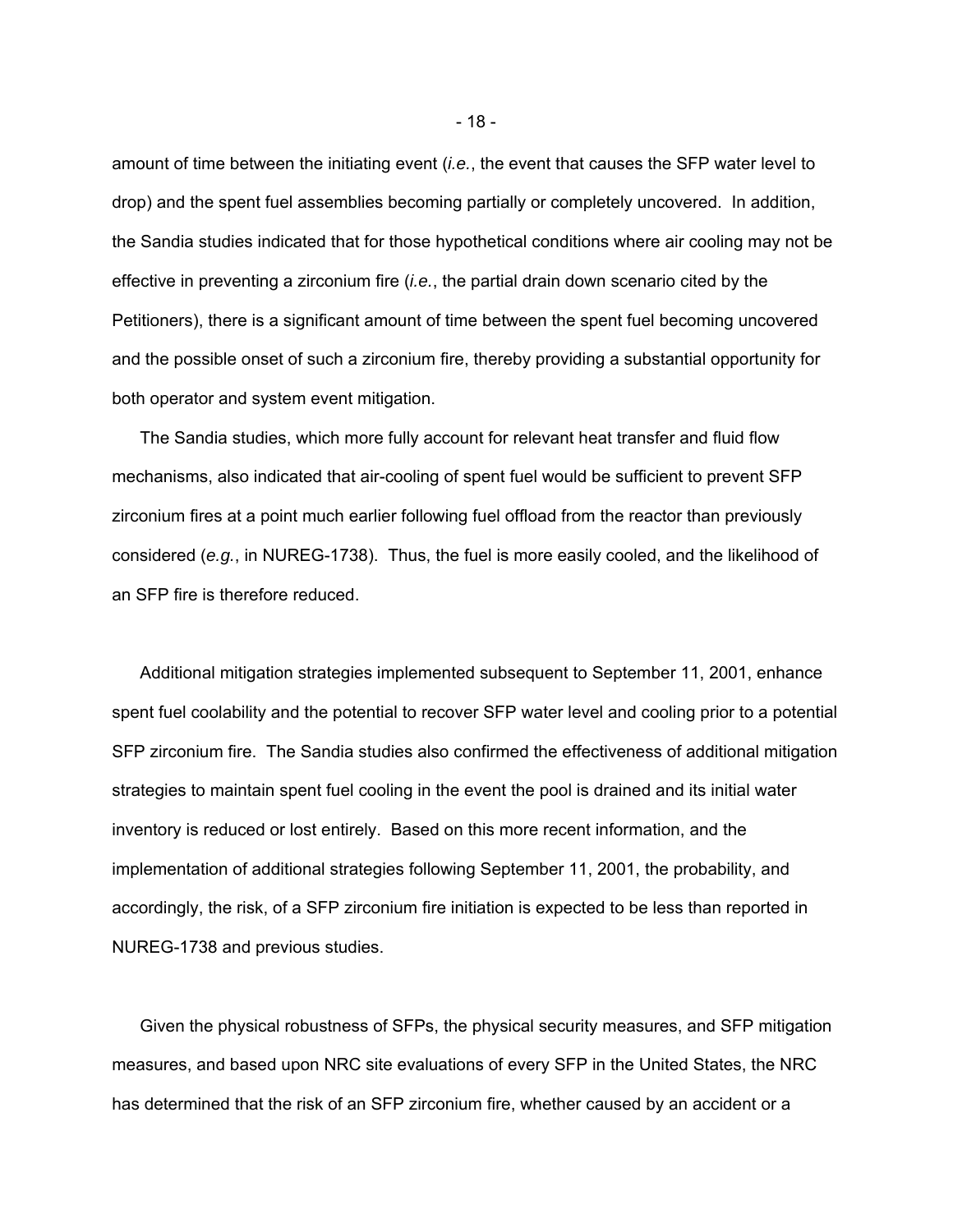amount of time between the initiating event (*i.e.*, the event that causes the SFP water level to drop) and the spent fuel assemblies becoming partially or completely uncovered. In addition, the Sandia studies indicated that for those hypothetical conditions where air cooling may not be effective in preventing a zirconium fire (*i.e.*, the partial drain down scenario cited by the Petitioners), there is a significant amount of time between the spent fuel becoming uncovered and the possible onset of such a zirconium fire, thereby providing a substantial opportunity for both operator and system event mitigation.

The Sandia studies, which more fully account for relevant heat transfer and fluid flow mechanisms, also indicated that air-cooling of spent fuel would be sufficient to prevent SFP zirconium fires at a point much earlier following fuel offload from the reactor than previously considered (*e.g.*, in NUREG-1738). Thus, the fuel is more easily cooled, and the likelihood of an SFP fire is therefore reduced.

Additional mitigation strategies implemented subsequent to September 11, 2001, enhance spent fuel coolability and the potential to recover SFP water level and cooling prior to a potential SFP zirconium fire. The Sandia studies also confirmed the effectiveness of additional mitigation strategies to maintain spent fuel cooling in the event the pool is drained and its initial water inventory is reduced or lost entirely. Based on this more recent information, and the implementation of additional strategies following September 11, 2001, the probability, and accordingly, the risk, of a SFP zirconium fire initiation is expected to be less than reported in NUREG-1738 and previous studies.

Given the physical robustness of SFPs, the physical security measures, and SFP mitigation measures, and based upon NRC site evaluations of every SFP in the United States, the NRC has determined that the risk of an SFP zirconium fire, whether caused by an accident or a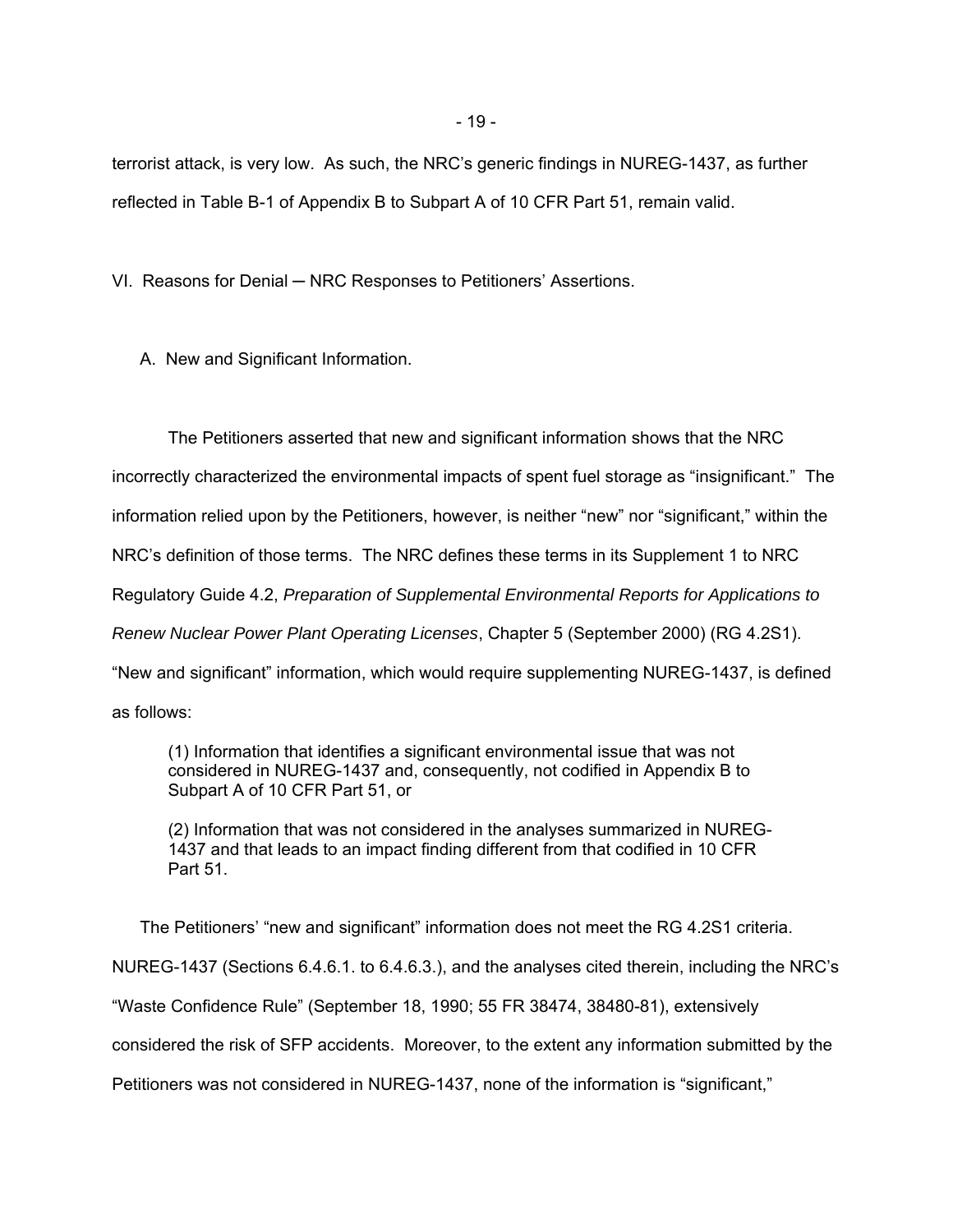terrorist attack, is very low. As such, the NRC's generic findings in NUREG-1437, as further reflected in Table B-1 of Appendix B to Subpart A of 10 CFR Part 51, remain valid.

## VI. Reasons for Denial ─ NRC Responses to Petitioners' Assertions.

### A. New and Significant Information.

The Petitioners asserted that new and significant information shows that the NRC incorrectly characterized the environmental impacts of spent fuel storage as "insignificant." The information relied upon by the Petitioners, however, is neither "new" nor "significant," within the NRC's definition of those terms. The NRC defines these terms in its Supplement 1 to NRC Regulatory Guide 4.2, *Preparation of Supplemental Environmental Reports for Applications to Renew Nuclear Power Plant Operating Licenses*, Chapter 5 (September 2000) (RG 4.2S1). "New and significant" information, which would require supplementing NUREG-1437, is defined as follows:

> (1) Information that identifies a significant environmental issue that was not considered in NUREG-1437 and, consequently, not codified in Appendix B to Subpart A of 10 CFR Part 51, or
>
> (2) Information that was not considered in the analyses summarized in NUREG-1437 and that leads to an impact finding different from that codified in 10 CFR Part 51.

The Petitioners' "new and significant" information does not meet the RG 4.2S1 criteria. NUREG-1437 (Sections 6.4.6.1. to 6.4.6.3.), and the analyses cited therein, including the NRC's "Waste Confidence Rule" (September 18, 1990; 55 FR 38474, 38480-81), extensively considered the risk of SFP accidents. Moreover, to the extent any information submitted by the Petitioners was not considered in NUREG-1437, none of the information is "significant,"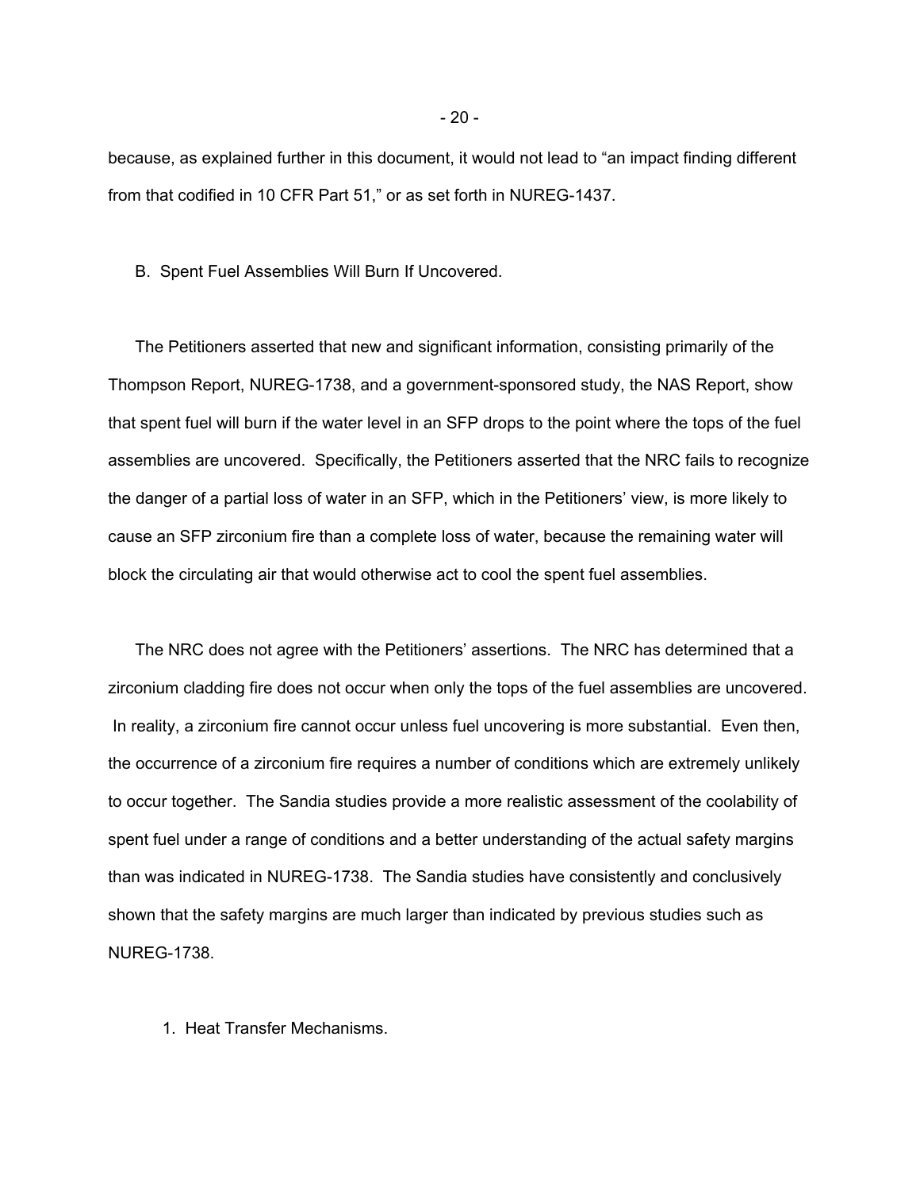because, as explained further in this document, it would not lead to “an impact finding different from that codified in 10 CFR Part 51,” or as set forth in NUREG-1437.

## B. Spent Fuel Assemblies Will Burn If Uncovered.

The Petitioners asserted that new and significant information, consisting primarily of the Thompson Report, NUREG-1738, and a government-sponsored study, the NAS Report, show that spent fuel will burn if the water level in an SFP drops to the point where the tops of the fuel assemblies are uncovered. Specifically, the Petitioners asserted that the NRC fails to recognize the danger of a partial loss of water in an SFP, which in the Petitioners’ view, is more likely to cause an SFP zirconium fire than a complete loss of water, because the remaining water will block the circulating air that would otherwise act to cool the spent fuel assemblies.

The NRC does not agree with the Petitioners’ assertions. The NRC has determined that a zirconium cladding fire does not occur when only the tops of the fuel assemblies are uncovered. In reality, a zirconium fire cannot occur unless fuel uncovering is more substantial. Even then, the occurrence of a zirconium fire requires a number of conditions which are extremely unlikely to occur together. The Sandia studies provide a more realistic assessment of the coolability of spent fuel under a range of conditions and a better understanding of the actual safety margins than was indicated in NUREG-1738. The Sandia studies have consistently and conclusively shown that the safety margins are much larger than indicated by previous studies such as NUREG-1738.

### 1. Heat Transfer Mechanisms.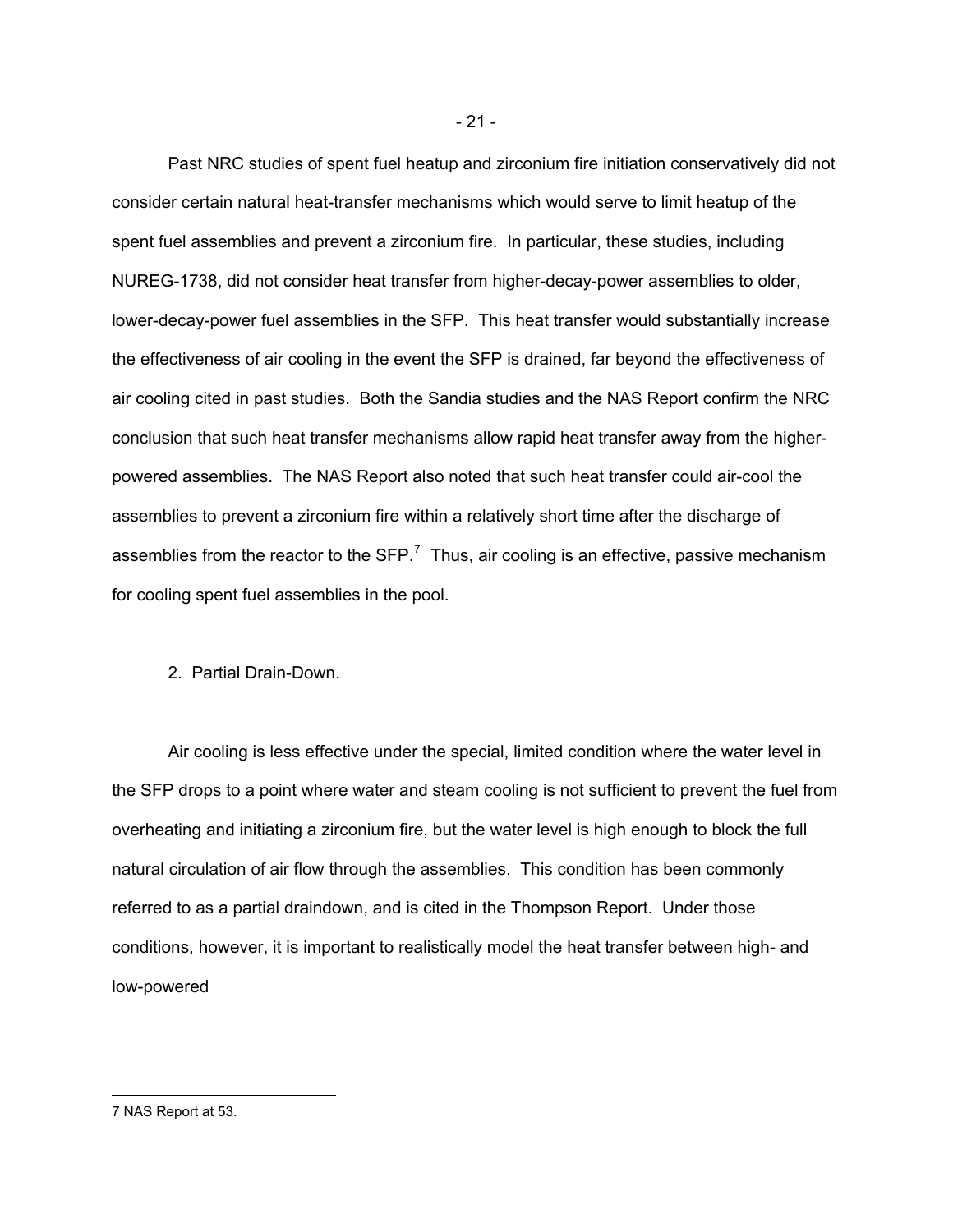Past NRC studies of spent fuel heatup and zirconium fire initiation conservatively did not consider certain natural heat-transfer mechanisms which would serve to limit heatup of the spent fuel assemblies and prevent a zirconium fire. In particular, these studies, including NUREG-1738, did not consider heat transfer from higher-decay-power assemblies to older, lower-decay-power fuel assemblies in the SFP. This heat transfer would substantially increase the effectiveness of air cooling in the event the SFP is drained, far beyond the effectiveness of air cooling cited in past studies. Both the Sandia studies and the NAS Report confirm the NRC conclusion that such heat transfer mechanisms allow rapid heat transfer away from the higher-powered assemblies. The NAS Report also noted that such heat transfer could air-cool the assemblies to prevent a zirconium fire within a relatively short time after the discharge of assemblies from the reactor to the SFP.[7] Thus, air cooling is an effective, passive mechanism for cooling spent fuel assemblies in the pool.

2. Partial Drain-Down.

Air cooling is less effective under the special, limited condition where the water level in the SFP drops to a point where water and steam cooling is not sufficient to prevent the fuel from overheating and initiating a zirconium fire, but the water level is high enough to block the full natural circulation of air flow through the assemblies. This condition has been commonly referred to as a partial draindown, and is cited in the Thompson Report. Under those conditions, however, it is important to realistically model the heat transfer between high- and low-powered

---

7 NAS Report at 53.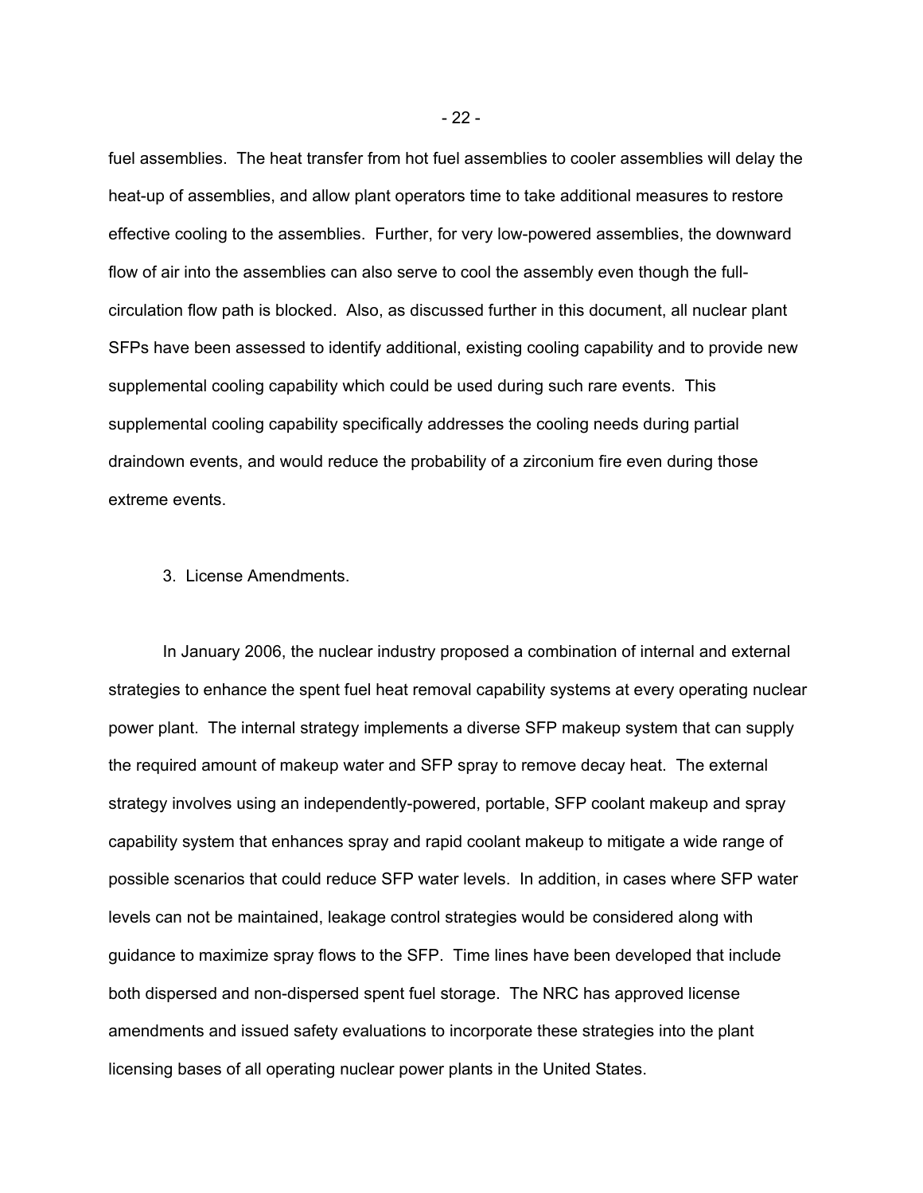fuel assemblies. The heat transfer from hot fuel assemblies to cooler assemblies will delay the heat-up of assemblies, and allow plant operators time to take additional measures to restore effective cooling to the assemblies. Further, for very low-powered assemblies, the downward flow of air into the assemblies can also serve to cool the assembly even though the full-circulation flow path is blocked. Also, as discussed further in this document, all nuclear plant SFPs have been assessed to identify additional, existing cooling capability and to provide new supplemental cooling capability which could be used during such rare events. This supplemental cooling capability specifically addresses the cooling needs during partial draindown events, and would reduce the probability of a zirconium fire even during those extreme events.

3. License Amendments.

In January 2006, the nuclear industry proposed a combination of internal and external strategies to enhance the spent fuel heat removal capability systems at every operating nuclear power plant. The internal strategy implements a diverse SFP makeup system that can supply the required amount of makeup water and SFP spray to remove decay heat. The external strategy involves using an independently-powered, portable, SFP coolant makeup and spray capability system that enhances spray and rapid coolant makeup to mitigate a wide range of possible scenarios that could reduce SFP water levels. In addition, in cases where SFP water levels can not be maintained, leakage control strategies would be considered along with guidance to maximize spray flows to the SFP. Time lines have been developed that include both dispersed and non-dispersed spent fuel storage. The NRC has approved license amendments and issued safety evaluations to incorporate these strategies into the plant licensing bases of all operating nuclear power plants in the United States.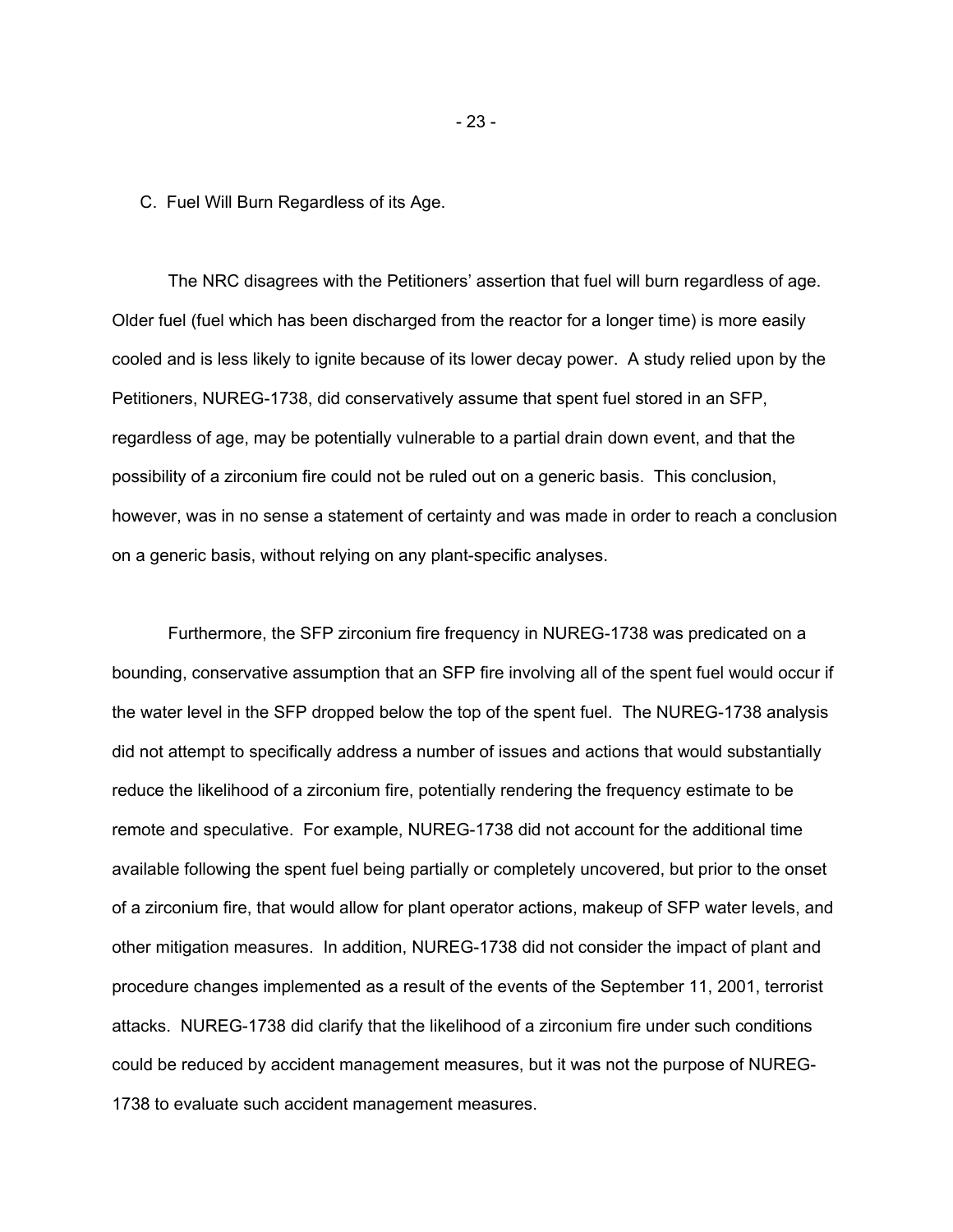C. Fuel Will Burn Regardless of its Age.

The NRC disagrees with the Petitioners' assertion that fuel will burn regardless of age. Older fuel (fuel which has been discharged from the reactor for a longer time) is more easily cooled and is less likely to ignite because of its lower decay power. A study relied upon by the Petitioners, NUREG-1738, did conservatively assume that spent fuel stored in an SFP, regardless of age, may be potentially vulnerable to a partial drain down event, and that the possibility of a zirconium fire could not be ruled out on a generic basis. This conclusion, however, was in no sense a statement of certainty and was made in order to reach a conclusion on a generic basis, without relying on any plant-specific analyses.

Furthermore, the SFP zirconium fire frequency in NUREG-1738 was predicated on a bounding, conservative assumption that an SFP fire involving all of the spent fuel would occur if the water level in the SFP dropped below the top of the spent fuel. The NUREG-1738 analysis did not attempt to specifically address a number of issues and actions that would substantially reduce the likelihood of a zirconium fire, potentially rendering the frequency estimate to be remote and speculative. For example, NUREG-1738 did not account for the additional time available following the spent fuel being partially or completely uncovered, but prior to the onset of a zirconium fire, that would allow for plant operator actions, makeup of SFP water levels, and other mitigation measures. In addition, NUREG-1738 did not consider the impact of plant and procedure changes implemented as a result of the events of the September 11, 2001, terrorist attacks. NUREG-1738 did clarify that the likelihood of a zirconium fire under such conditions could be reduced by accident management measures, but it was not the purpose of NUREG-1738 to evaluate such accident management measures.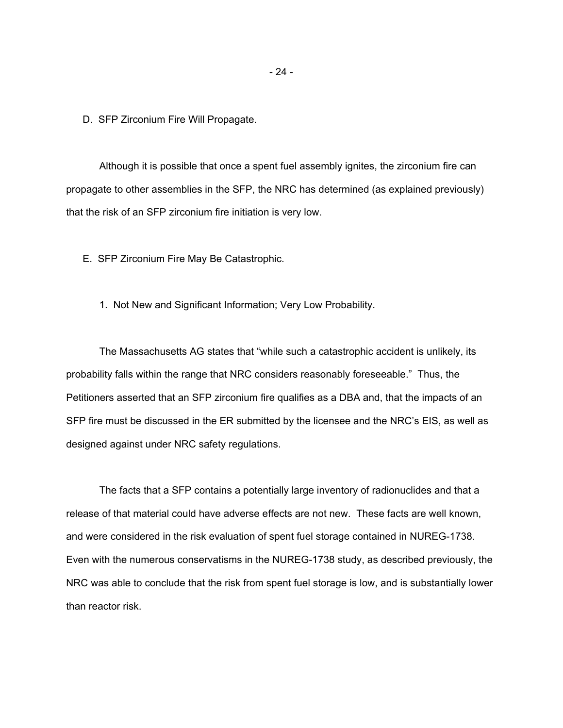### D. SFP Zirconium Fire Will Propagate.

Although it is possible that once a spent fuel assembly ignites, the zirconium fire can propagate to other assemblies in the SFP, the NRC has determined (as explained previously) that the risk of an SFP zirconium fire initiation is very low.

### E. SFP Zirconium Fire May Be Catastrophic.

#### 1. Not New and Significant Information; Very Low Probability.

The Massachusetts AG states that "while such a catastrophic accident is unlikely, its probability falls within the range that NRC considers reasonably foreseeable." Thus, the Petitioners asserted that an SFP zirconium fire qualifies as a DBA and, that the impacts of an SFP fire must be discussed in the ER submitted by the licensee and the NRC's EIS, as well as designed against under NRC safety regulations.

The facts that a SFP contains a potentially large inventory of radionuclides and that a release of that material could have adverse effects are not new. These facts are well known, and were considered in the risk evaluation of spent fuel storage contained in NUREG-1738. Even with the numerous conservatisms in the NUREG-1738 study, as described previously, the NRC was able to conclude that the risk from spent fuel storage is low, and is substantially lower than reactor risk.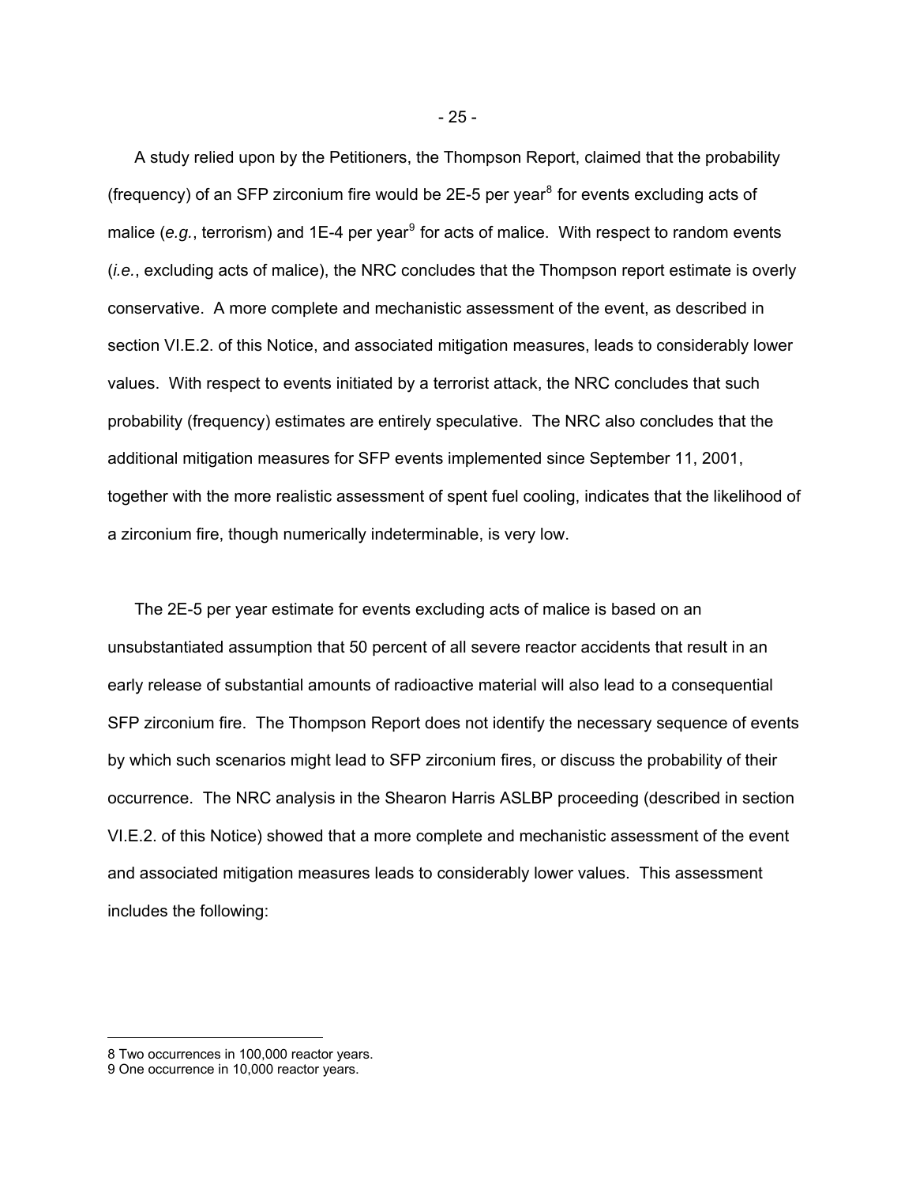A study relied upon by the Petitioners, the Thompson Report, claimed that the probability (frequency) of an SFP zirconium fire would be 2E-5 per year[8] for events excluding acts of malice (*e.g.*, terrorism) and 1E-4 per year[9] for acts of malice. With respect to random events (*i.e.*, excluding acts of malice), the NRC concludes that the Thompson report estimate is overly conservative. A more complete and mechanistic assessment of the event, as described in section VI.E.2. of this Notice, and associated mitigation measures, leads to considerably lower values. With respect to events initiated by a terrorist attack, the NRC concludes that such probability (frequency) estimates are entirely speculative. The NRC also concludes that the additional mitigation measures for SFP events implemented since September 11, 2001, together with the more realistic assessment of spent fuel cooling, indicates that the likelihood of a zirconium fire, though numerically indeterminable, is very low.

The 2E-5 per year estimate for events excluding acts of malice is based on an unsubstantiated assumption that 50 percent of all severe reactor accidents that result in an early release of substantial amounts of radioactive material will also lead to a consequential SFP zirconium fire. The Thompson Report does not identify the necessary sequence of events by which such scenarios might lead to SFP zirconium fires, or discuss the probability of their occurrence. The NRC analysis in the Shearon Harris ASLBP proceeding (described in section VI.E.2. of this Notice) showed that a more complete and mechanistic assessment of the event and associated mitigation measures leads to considerably lower values. This assessment includes the following:

---

8 Two occurrences in 100,000 reactor years.

9 One occurrence in 10,000 reactor years.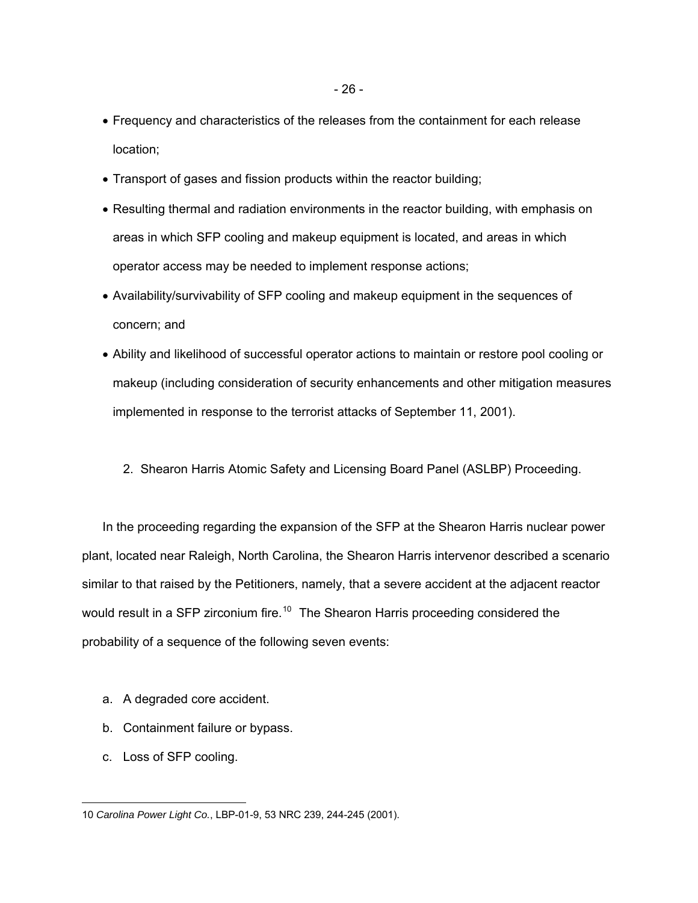- Frequency and characteristics of the releases from the containment for each release location;
- Transport of gases and fission products within the reactor building;
- Resulting thermal and radiation environments in the reactor building, with emphasis on areas in which SFP cooling and makeup equipment is located, and areas in which operator access may be needed to implement response actions;
- Availability/survivability of SFP cooling and makeup equipment in the sequences of concern; and
- Ability and likelihood of successful operator actions to maintain or restore pool cooling or makeup (including consideration of security enhancements and other mitigation measures implemented in response to the terrorist attacks of September 11, 2001).

2. Shearon Harris Atomic Safety and Licensing Board Panel (ASLBP) Proceeding.

In the proceeding regarding the expansion of the SFP at the Shearon Harris nuclear power plant, located near Raleigh, North Carolina, the Shearon Harris intervenor described a scenario similar to that raised by the Petitioners, namely, that a severe accident at the adjacent reactor would result in a SFP zirconium fire.[10] The Shearon Harris proceeding considered the probability of a sequence of the following seven events:

a. A degraded core accident.
b. Containment failure or bypass.
c. Loss of SFP cooling.

10 *Carolina Power Light Co.*, LBP-01-9, 53 NRC 239, 244-245 (2001).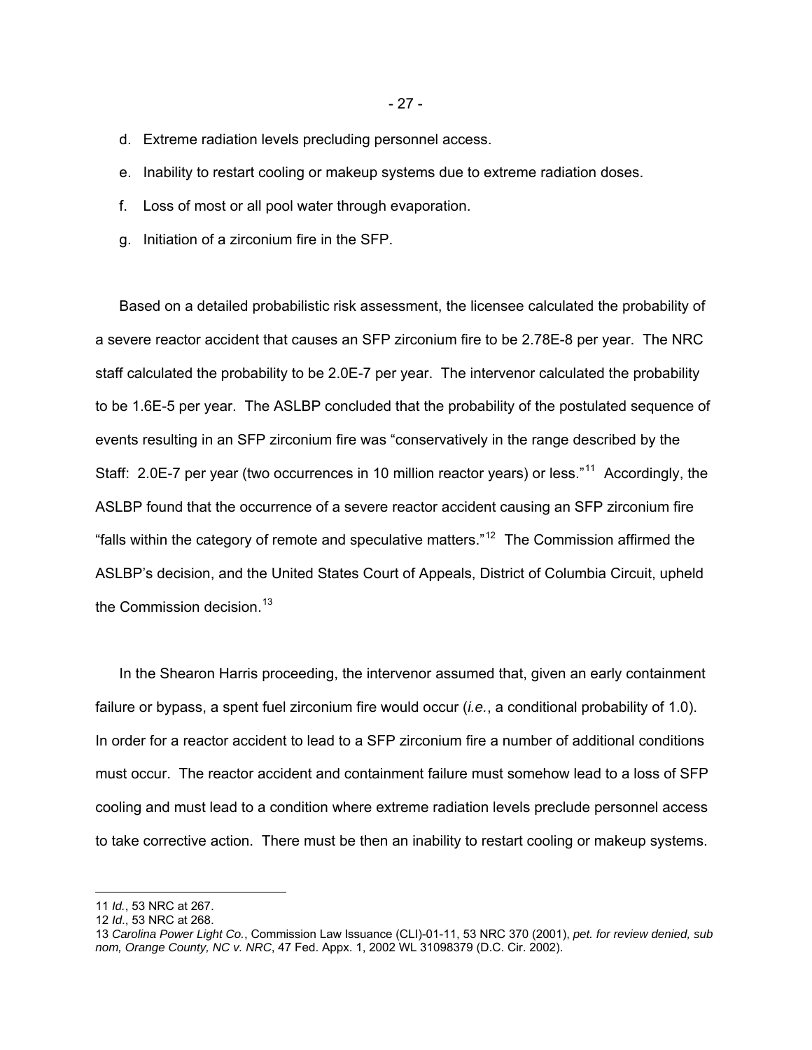d. Extreme radiation levels precluding personnel access.

e. Inability to restart cooling or makeup systems due to extreme radiation doses.

f. Loss of most or all pool water through evaporation.

g. Initiation of a zirconium fire in the SFP.

Based on a detailed probabilistic risk assessment, the licensee calculated the probability of a severe reactor accident that causes an SFP zirconium fire to be 2.78E-8 per year. The NRC staff calculated the probability to be 2.0E-7 per year. The intervenor calculated the probability to be 1.6E-5 per year. The ASLBP concluded that the probability of the postulated sequence of events resulting in an SFP zirconium fire was "conservatively in the range described by the Staff: 2.0E-7 per year (two occurrences in 10 million reactor years) or less."[11] Accordingly, the ASLBP found that the occurrence of a severe reactor accident causing an SFP zirconium fire "falls within the category of remote and speculative matters."[12] The Commission affirmed the ASLBP's decision, and the United States Court of Appeals, District of Columbia Circuit, upheld the Commission decision.[13]

In the Shearon Harris proceeding, the intervenor assumed that, given an early containment failure or bypass, a spent fuel zirconium fire would occur (*i.e.*, a conditional probability of 1.0). In order for a reactor accident to lead to a SFP zirconium fire a number of additional conditions must occur. The reactor accident and containment failure must somehow lead to a loss of SFP cooling and must lead to a condition where extreme radiation levels preclude personnel access to take corrective action. There must be then an inability to restart cooling or makeup systems.

---

11 *Id.*, 53 NRC at 267.

12 *Id*., 53 NRC at 268.

13 *Carolina Power Light Co.*, Commission Law Issuance (CLI)-01-11, 53 NRC 370 (2001), *pet. for review denied, sub nom, Orange County, NC v. NRC*, 47 Fed. Appx. 1, 2002 WL 31098379 (D.C. Cir. 2002).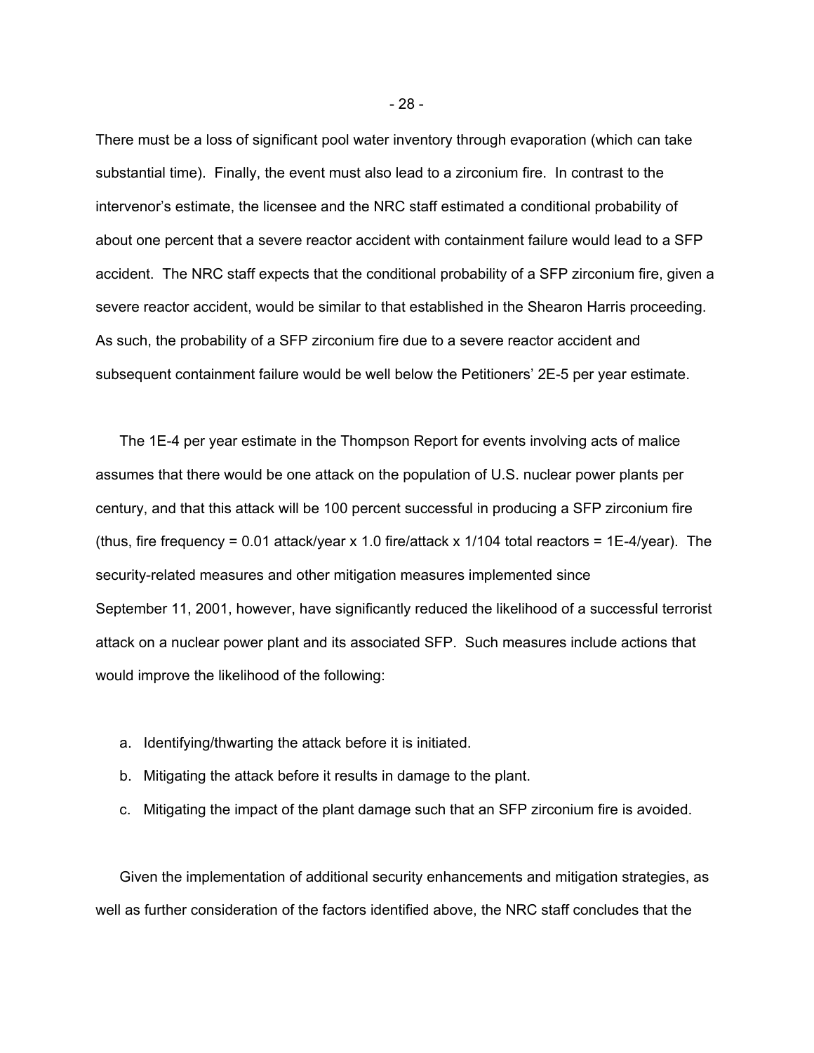There must be a loss of significant pool water inventory through evaporation (which can take substantial time). Finally, the event must also lead to a zirconium fire. In contrast to the intervenor's estimate, the licensee and the NRC staff estimated a conditional probability of about one percent that a severe reactor accident with containment failure would lead to a SFP accident. The NRC staff expects that the conditional probability of a SFP zirconium fire, given a severe reactor accident, would be similar to that established in the Shearon Harris proceeding. As such, the probability of a SFP zirconium fire due to a severe reactor accident and subsequent containment failure would be well below the Petitioners' 2E-5 per year estimate.

The 1E-4 per year estimate in the Thompson Report for events involving acts of malice assumes that there would be one attack on the population of U.S. nuclear power plants per century, and that this attack will be 100 percent successful in producing a SFP zirconium fire (thus, fire frequency = 0.01 attack/year x 1.0 fire/attack x 1/104 total reactors = 1E-4/year). The security-related measures and other mitigation measures implemented since September 11, 2001, however, have significantly reduced the likelihood of a successful terrorist attack on a nuclear power plant and its associated SFP. Such measures include actions that would improve the likelihood of the following:

a. Identifying/thwarting the attack before it is initiated.
b. Mitigating the attack before it results in damage to the plant.
c. Mitigating the impact of the plant damage such that an SFP zirconium fire is avoided.

Given the implementation of additional security enhancements and mitigation strategies, as well as further consideration of the factors identified above, the NRC staff concludes that the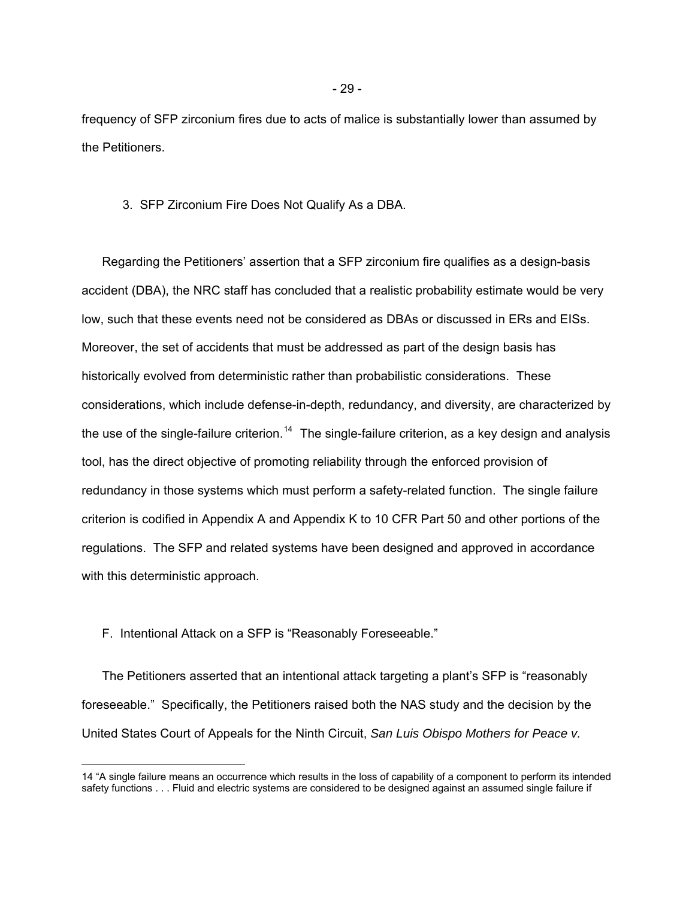frequency of SFP zirconium fires due to acts of malice is substantially lower than assumed by the Petitioners.

### 3. SFP Zirconium Fire Does Not Qualify As a DBA.

Regarding the Petitioners' assertion that a SFP zirconium fire qualifies as a design-basis accident (DBA), the NRC staff has concluded that a realistic probability estimate would be very low, such that these events need not be considered as DBAs or discussed in ERs and EISs. Moreover, the set of accidents that must be addressed as part of the design basis has historically evolved from deterministic rather than probabilistic considerations. These considerations, which include defense-in-depth, redundancy, and diversity, are characterized by the use of the single-failure criterion.[14] The single-failure criterion, as a key design and analysis tool, has the direct objective of promoting reliability through the enforced provision of redundancy in those systems which must perform a safety-related function. The single failure criterion is codified in Appendix A and Appendix K to 10 CFR Part 50 and other portions of the regulations. The SFP and related systems have been designed and approved in accordance with this deterministic approach.

## F. Intentional Attack on a SFP is "Reasonably Foreseeable."

The Petitioners asserted that an intentional attack targeting a plant's SFP is "reasonably foreseeable." Specifically, the Petitioners raised both the NAS study and the decision by the United States Court of Appeals for the Ninth Circuit, *San Luis Obispo Mothers for Peace v.*

---

14 "A single failure means an occurrence which results in the loss of capability of a component to perform its intended safety functions . . . Fluid and electric systems are considered to be designed against an assumed single failure if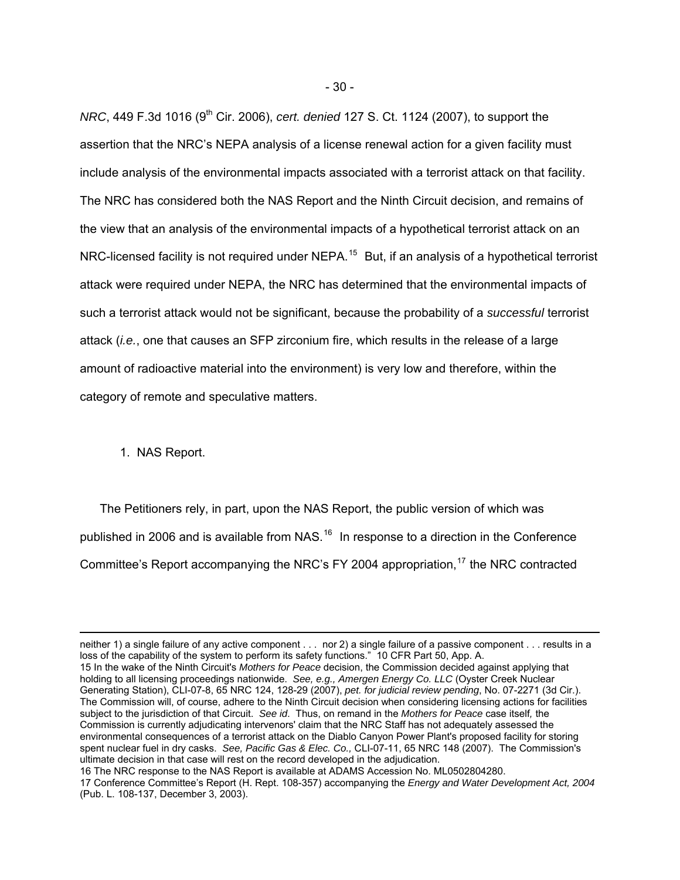*NRC*, 449 F.3d 1016 (9th Cir. 2006), *cert. denied* 127 S. Ct. 1124 (2007), to support the assertion that the NRC's NEPA analysis of a license renewal action for a given facility must include analysis of the environmental impacts associated with a terrorist attack on that facility. The NRC has considered both the NAS Report and the Ninth Circuit decision, and remains of the view that an analysis of the environmental impacts of a hypothetical terrorist attack on an NRC-licensed facility is not required under NEPA.[15] But, if an analysis of a hypothetical terrorist attack were required under NEPA, the NRC has determined that the environmental impacts of such a terrorist attack would not be significant, because the probability of a *successful* terrorist attack (*i.e.*, one that causes an SFP zirconium fire, which results in the release of a large amount of radioactive material into the environment) is very low and therefore, within the category of remote and speculative matters.

1. NAS Report.

The Petitioners rely, in part, upon the NAS Report, the public version of which was published in 2006 and is available from NAS.[16] In response to a direction in the Conference Committee's Report accompanying the NRC's FY 2004 appropriation,[17] the NRC contracted

---

neither 1) a single failure of any active component . . . nor 2) a single failure of a passive component . . . results in a loss of the capability of the system to perform its safety functions." 10 CFR Part 50, App. A.

15 In the wake of the Ninth Circuit's *Mothers for Peace* decision, the Commission decided against applying that holding to all licensing proceedings nationwide. *See, e.g., Amergen Energy Co. LLC* (Oyster Creek Nuclear Generating Station), CLI-07-8, 65 NRC 124, 128-29 (2007), *pet. for judicial review pending*, No. 07-2271 (3d Cir.). The Commission will, of course, adhere to the Ninth Circuit decision when considering licensing actions for facilities subject to the jurisdiction of that Circuit. *See id*. Thus, on remand in the *Mothers for Peace* case itself*,* the Commission is currently adjudicating intervenors' claim that the NRC Staff has not adequately assessed the environmental consequences of a terrorist attack on the Diablo Canyon Power Plant's proposed facility for storing spent nuclear fuel in dry casks. *See, Pacific Gas & Elec. Co.,* CLI-07-11, 65 NRC 148 (2007). The Commission's ultimate decision in that case will rest on the record developed in the adjudication.

16 The NRC response to the NAS Report is available at ADAMS Accession No. ML0502804280.

17 Conference Committee's Report (H. Rept. 108-357) accompanying the *Energy and Water Development Act, 2004* (Pub. L. 108-137, December 3, 2003).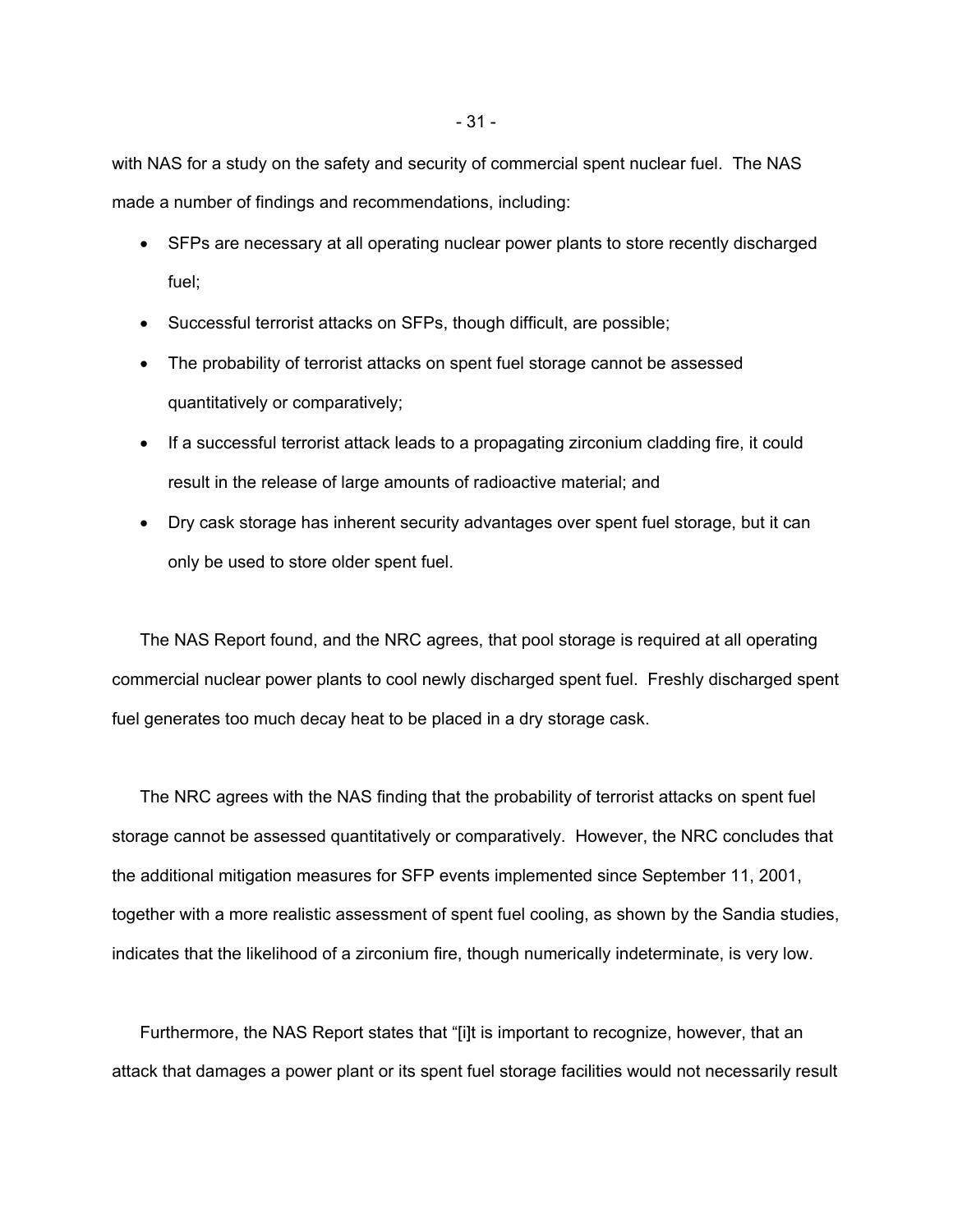with NAS for a study on the safety and security of commercial spent nuclear fuel. The NAS made a number of findings and recommendations, including:

- SFPs are necessary at all operating nuclear power plants to store recently discharged fuel;
- Successful terrorist attacks on SFPs, though difficult, are possible;
- The probability of terrorist attacks on spent fuel storage cannot be assessed quantitatively or comparatively;
- If a successful terrorist attack leads to a propagating zirconium cladding fire, it could result in the release of large amounts of radioactive material; and
- Dry cask storage has inherent security advantages over spent fuel storage, but it can only be used to store older spent fuel.

The NAS Report found, and the NRC agrees, that pool storage is required at all operating commercial nuclear power plants to cool newly discharged spent fuel. Freshly discharged spent fuel generates too much decay heat to be placed in a dry storage cask.

The NRC agrees with the NAS finding that the probability of terrorist attacks on spent fuel storage cannot be assessed quantitatively or comparatively. However, the NRC concludes that the additional mitigation measures for SFP events implemented since September 11, 2001, together with a more realistic assessment of spent fuel cooling, as shown by the Sandia studies, indicates that the likelihood of a zirconium fire, though numerically indeterminate, is very low.

Furthermore, the NAS Report states that "[i]t is important to recognize, however, that an attack that damages a power plant or its spent fuel storage facilities would not necessarily result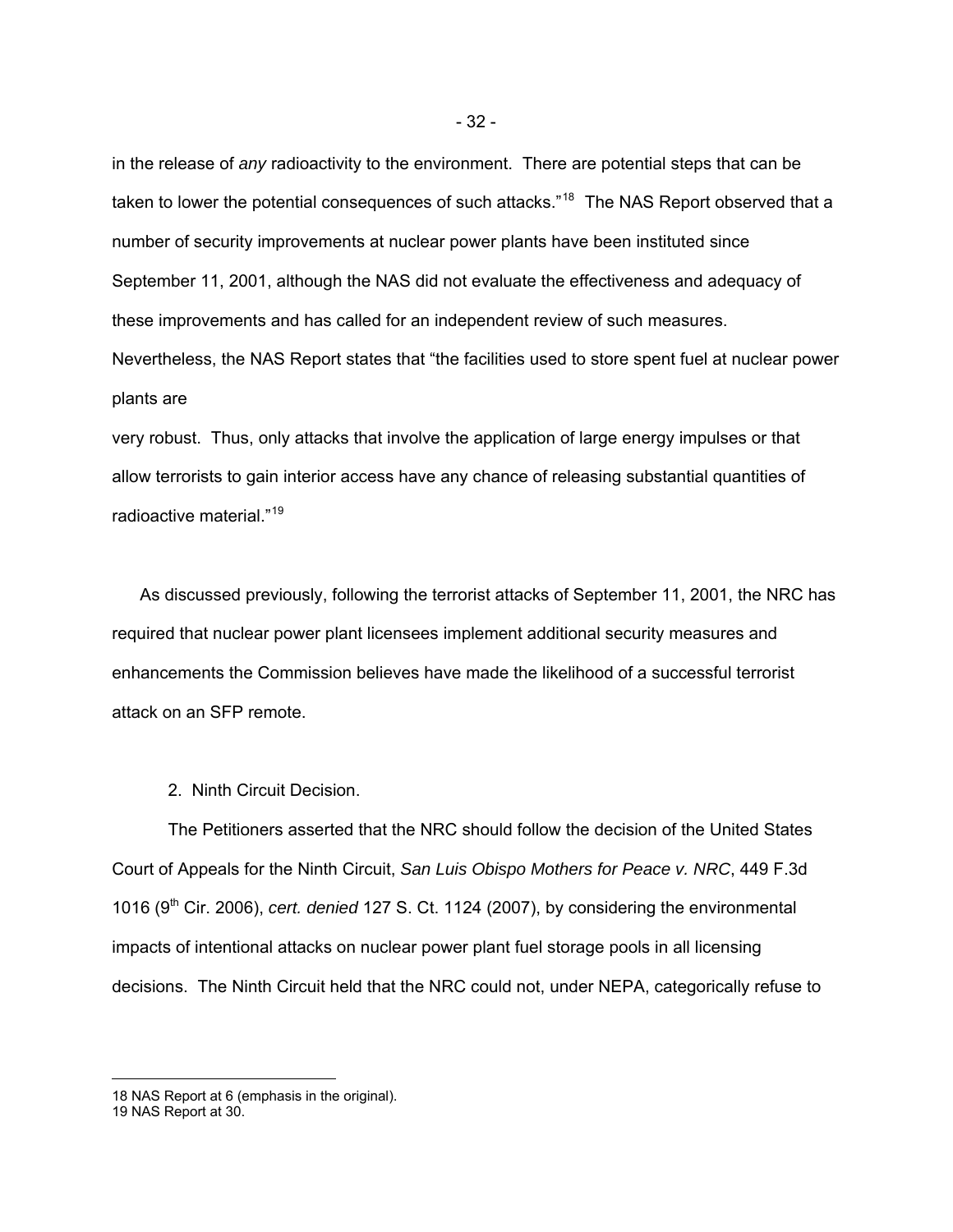in the release of *any* radioactivity to the environment. There are potential steps that can be taken to lower the potential consequences of such attacks."[18] The NAS Report observed that a number of security improvements at nuclear power plants have been instituted since September 11, 2001, although the NAS did not evaluate the effectiveness and adequacy of these improvements and has called for an independent review of such measures. Nevertheless, the NAS Report states that "the facilities used to store spent fuel at nuclear power plants are very robust. Thus, only attacks that involve the application of large energy impulses or that allow terrorists to gain interior access have any chance of releasing substantial quantities of radioactive material."[19]

As discussed previously, following the terrorist attacks of September 11, 2001, the NRC has required that nuclear power plant licensees implement additional security measures and enhancements the Commission believes have made the likelihood of a successful terrorist attack on an SFP remote.

2. Ninth Circuit Decision.

The Petitioners asserted that the NRC should follow the decision of the United States Court of Appeals for the Ninth Circuit, *San Luis Obispo Mothers for Peace v. NRC*, 449 F.3d 1016 (9th Cir. 2006), *cert. denied* 127 S. Ct. 1124 (2007), by considering the environmental impacts of intentional attacks on nuclear power plant fuel storage pools in all licensing decisions. The Ninth Circuit held that the NRC could not, under NEPA, categorically refuse to

---

18 NAS Report at 6 (emphasis in the original).

19 NAS Report at 30.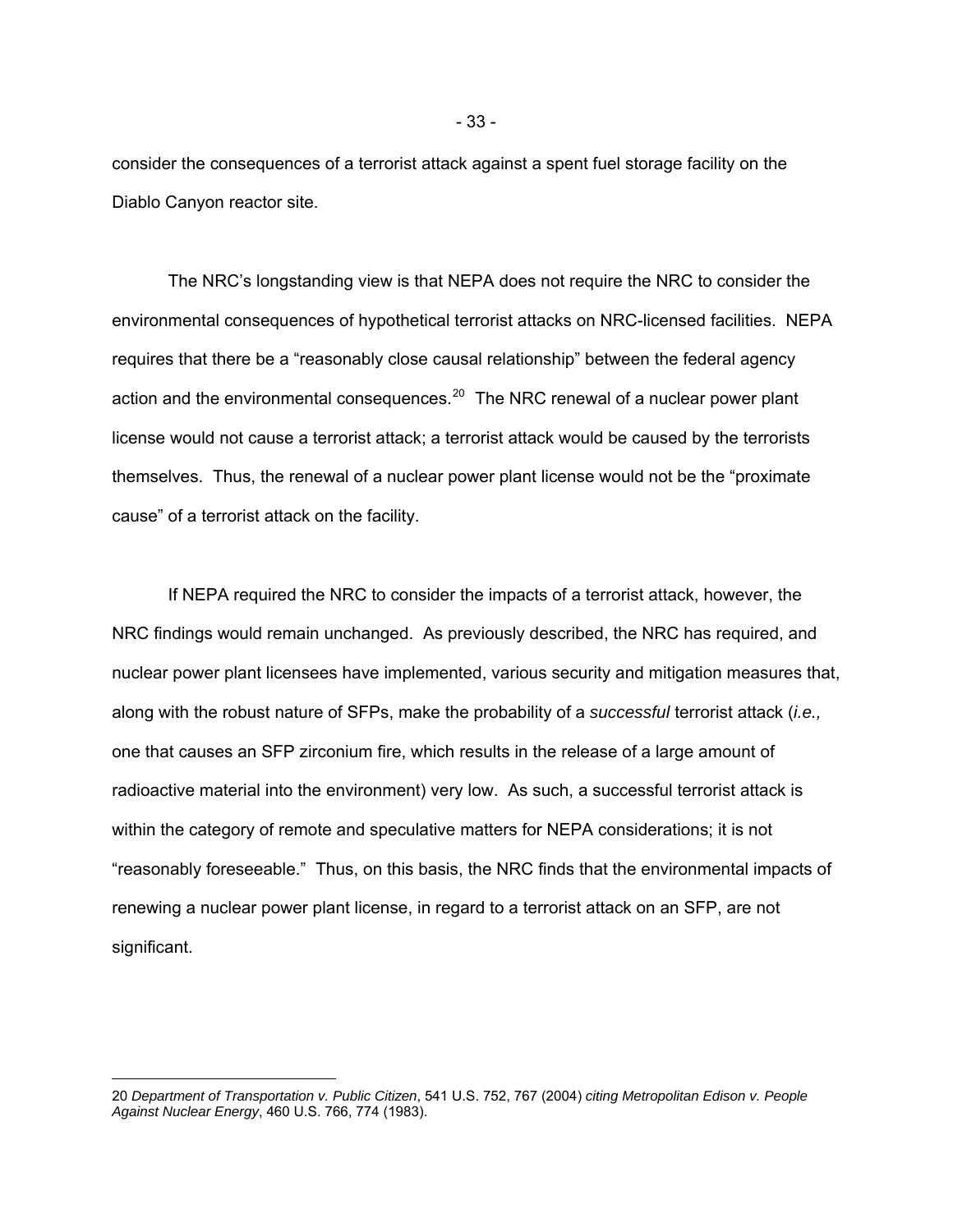consider the consequences of a terrorist attack against a spent fuel storage facility on the Diablo Canyon reactor site.

The NRC's longstanding view is that NEPA does not require the NRC to consider the environmental consequences of hypothetical terrorist attacks on NRC-licensed facilities. NEPA requires that there be a "reasonably close causal relationship" between the federal agency action and the environmental consequences.[20] The NRC renewal of a nuclear power plant license would not cause a terrorist attack; a terrorist attack would be caused by the terrorists themselves. Thus, the renewal of a nuclear power plant license would not be the "proximate cause" of a terrorist attack on the facility.

If NEPA required the NRC to consider the impacts of a terrorist attack, however, the NRC findings would remain unchanged. As previously described, the NRC has required, and nuclear power plant licensees have implemented, various security and mitigation measures that, along with the robust nature of SFPs, make the probability of a *successful* terrorist attack (*i.e.,* one that causes an SFP zirconium fire, which results in the release of a large amount of radioactive material into the environment) very low. As such, a successful terrorist attack is within the category of remote and speculative matters for NEPA considerations; it is not "reasonably foreseeable." Thus, on this basis, the NRC finds that the environmental impacts of renewing a nuclear power plant license, in regard to a terrorist attack on an SFP, are not significant.

---

20 *Department of Transportation v. Public Citizen*, 541 U.S. 752, 767 (2004) *citing Metropolitan Edison v. People Against Nuclear Energy*, 460 U.S. 766, 774 (1983).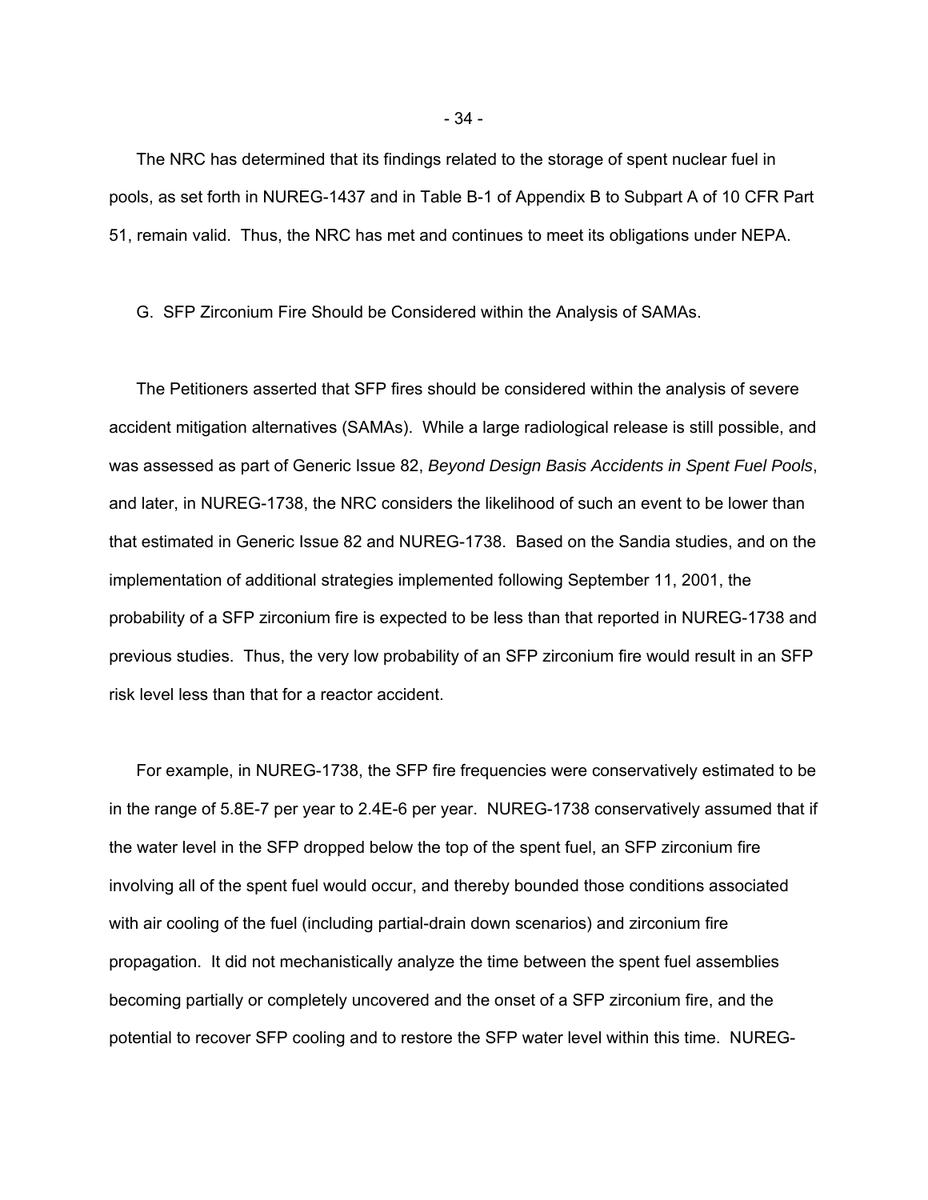The NRC has determined that its findings related to the storage of spent nuclear fuel in pools, as set forth in NUREG-1437 and in Table B-1 of Appendix B to Subpart A of 10 CFR Part 51, remain valid. Thus, the NRC has met and continues to meet its obligations under NEPA.

G. SFP Zirconium Fire Should be Considered within the Analysis of SAMAs.

The Petitioners asserted that SFP fires should be considered within the analysis of severe accident mitigation alternatives (SAMAs). While a large radiological release is still possible, and was assessed as part of Generic Issue 82, *Beyond Design Basis Accidents in Spent Fuel Pools*, and later, in NUREG-1738, the NRC considers the likelihood of such an event to be lower than that estimated in Generic Issue 82 and NUREG-1738. Based on the Sandia studies, and on the implementation of additional strategies implemented following September 11, 2001, the probability of a SFP zirconium fire is expected to be less than that reported in NUREG-1738 and previous studies. Thus, the very low probability of an SFP zirconium fire would result in an SFP risk level less than that for a reactor accident.

For example, in NUREG-1738, the SFP fire frequencies were conservatively estimated to be in the range of 5.8E-7 per year to 2.4E-6 per year. NUREG-1738 conservatively assumed that if the water level in the SFP dropped below the top of the spent fuel, an SFP zirconium fire involving all of the spent fuel would occur, and thereby bounded those conditions associated with air cooling of the fuel (including partial-drain down scenarios) and zirconium fire propagation. It did not mechanistically analyze the time between the spent fuel assemblies becoming partially or completely uncovered and the onset of a SFP zirconium fire, and the potential to recover SFP cooling and to restore the SFP water level within this time. NUREG-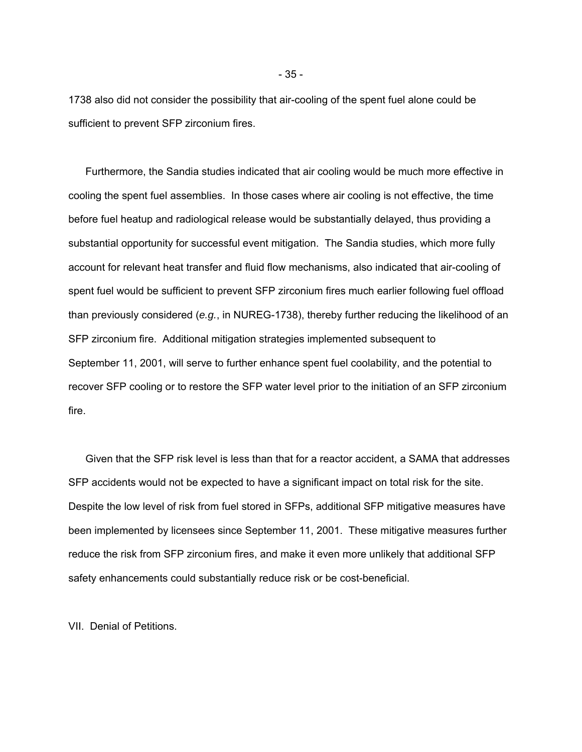1738 also did not consider the possibility that air-cooling of the spent fuel alone could be sufficient to prevent SFP zirconium fires.

Furthermore, the Sandia studies indicated that air cooling would be much more effective in cooling the spent fuel assemblies. In those cases where air cooling is not effective, the time before fuel heatup and radiological release would be substantially delayed, thus providing a substantial opportunity for successful event mitigation. The Sandia studies, which more fully account for relevant heat transfer and fluid flow mechanisms, also indicated that air-cooling of spent fuel would be sufficient to prevent SFP zirconium fires much earlier following fuel offload than previously considered (*e.g.*, in NUREG-1738), thereby further reducing the likelihood of an SFP zirconium fire. Additional mitigation strategies implemented subsequent to September 11, 2001, will serve to further enhance spent fuel coolability, and the potential to recover SFP cooling or to restore the SFP water level prior to the initiation of an SFP zirconium fire.

Given that the SFP risk level is less than that for a reactor accident, a SAMA that addresses SFP accidents would not be expected to have a significant impact on total risk for the site. Despite the low level of risk from fuel stored in SFPs, additional SFP mitigative measures have been implemented by licensees since September 11, 2001. These mitigative measures further reduce the risk from SFP zirconium fires, and make it even more unlikely that additional SFP safety enhancements could substantially reduce risk or be cost-beneficial.

## VII. Denial of Petitions.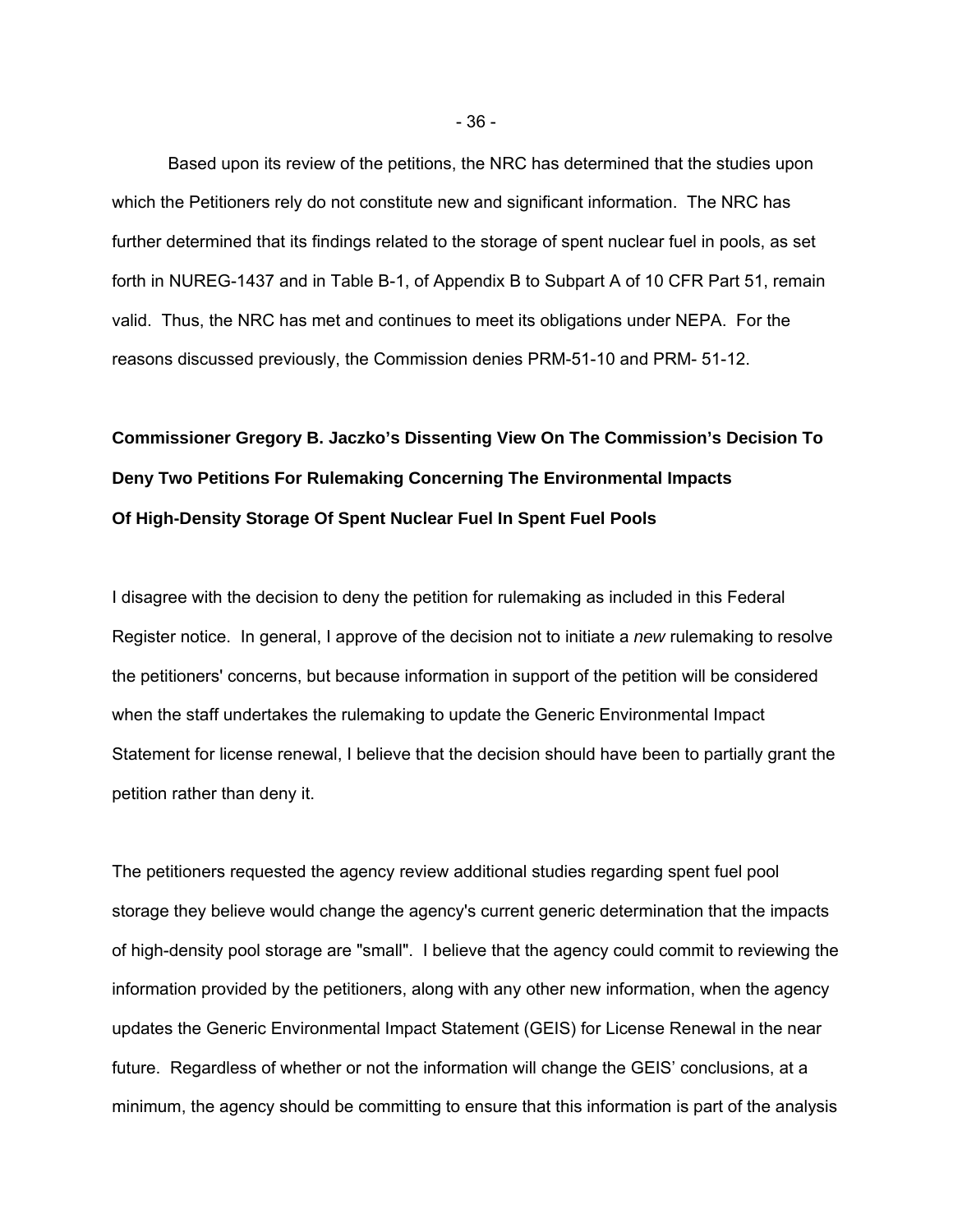Based upon its review of the petitions, the NRC has determined that the studies upon which the Petitioners rely do not constitute new and significant information. The NRC has further determined that its findings related to the storage of spent nuclear fuel in pools, as set forth in NUREG-1437 and in Table B-1, of Appendix B to Subpart A of 10 CFR Part 51, remain valid. Thus, the NRC has met and continues to meet its obligations under NEPA. For the reasons discussed previously, the Commission denies PRM-51-10 and PRM- 51-12.

**Commissioner Gregory B. Jaczko's Dissenting View On The Commission's Decision To Deny Two Petitions For Rulemaking Concerning The Environmental Impacts Of High-Density Storage Of Spent Nuclear Fuel In Spent Fuel Pools**

I disagree with the decision to deny the petition for rulemaking as included in this Federal Register notice. In general, I approve of the decision not to initiate a *new* rulemaking to resolve the petitioners' concerns, but because information in support of the petition will be considered when the staff undertakes the rulemaking to update the Generic Environmental Impact Statement for license renewal, I believe that the decision should have been to partially grant the petition rather than deny it.

The petitioners requested the agency review additional studies regarding spent fuel pool storage they believe would change the agency's current generic determination that the impacts of high-density pool storage are "small". I believe that the agency could commit to reviewing the information provided by the petitioners, along with any other new information, when the agency updates the Generic Environmental Impact Statement (GEIS) for License Renewal in the near future. Regardless of whether or not the information will change the GEIS' conclusions, at a minimum, the agency should be committing to ensure that this information is part of the analysis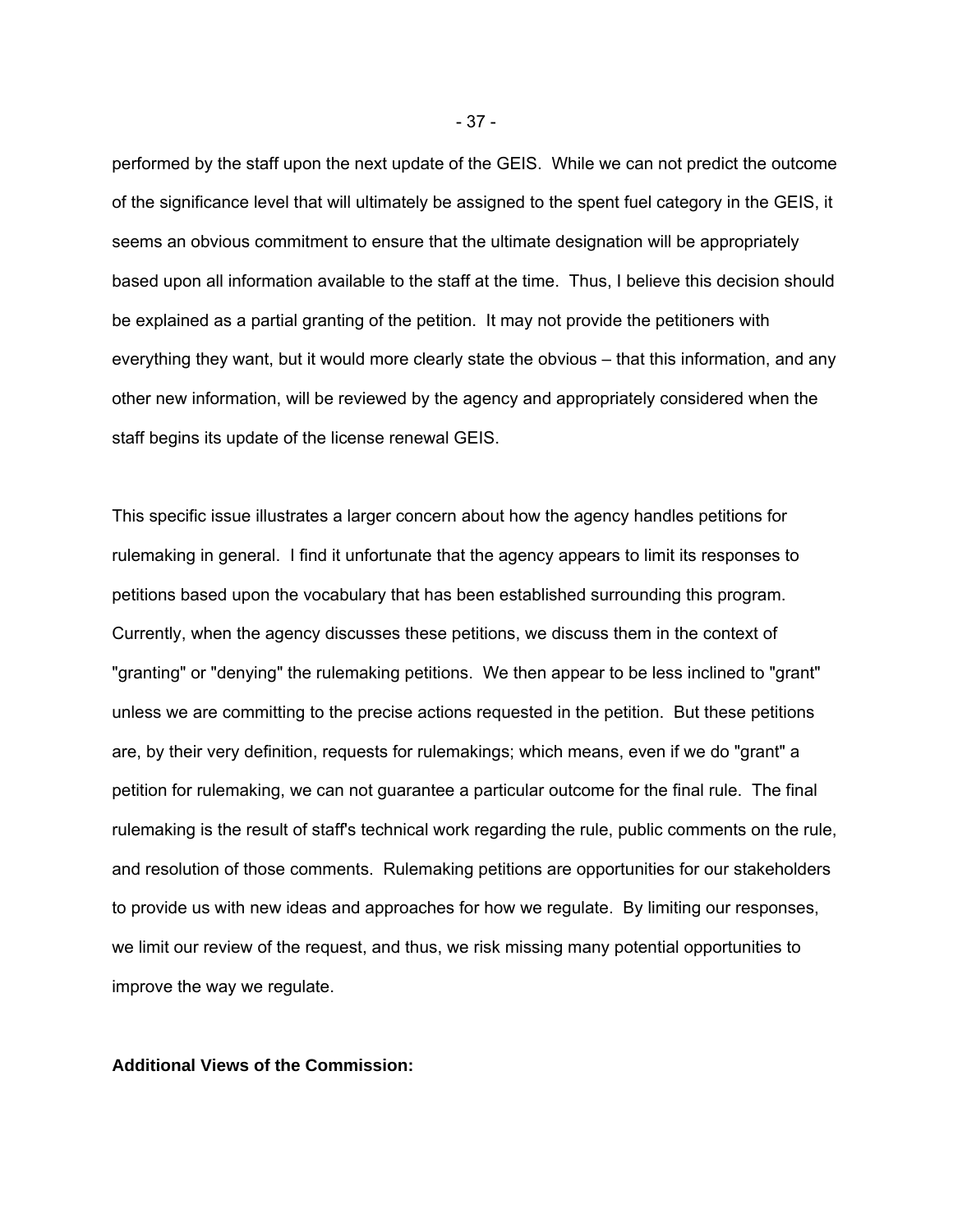performed by the staff upon the next update of the GEIS. While we can not predict the outcome of the significance level that will ultimately be assigned to the spent fuel category in the GEIS, it seems an obvious commitment to ensure that the ultimate designation will be appropriately based upon all information available to the staff at the time. Thus, I believe this decision should be explained as a partial granting of the petition. It may not provide the petitioners with everything they want, but it would more clearly state the obvious – that this information, and any other new information, will be reviewed by the agency and appropriately considered when the staff begins its update of the license renewal GEIS.

This specific issue illustrates a larger concern about how the agency handles petitions for rulemaking in general. I find it unfortunate that the agency appears to limit its responses to petitions based upon the vocabulary that has been established surrounding this program. Currently, when the agency discusses these petitions, we discuss them in the context of "granting" or "denying" the rulemaking petitions. We then appear to be less inclined to "grant" unless we are committing to the precise actions requested in the petition. But these petitions are, by their very definition, requests for rulemakings; which means, even if we do "grant" a petition for rulemaking, we can not guarantee a particular outcome for the final rule. The final rulemaking is the result of staff's technical work regarding the rule, public comments on the rule, and resolution of those comments. Rulemaking petitions are opportunities for our stakeholders to provide us with new ideas and approaches for how we regulate. By limiting our responses, we limit our review of the request, and thus, we risk missing many potential opportunities to improve the way we regulate.

**Additional Views of the Commission:**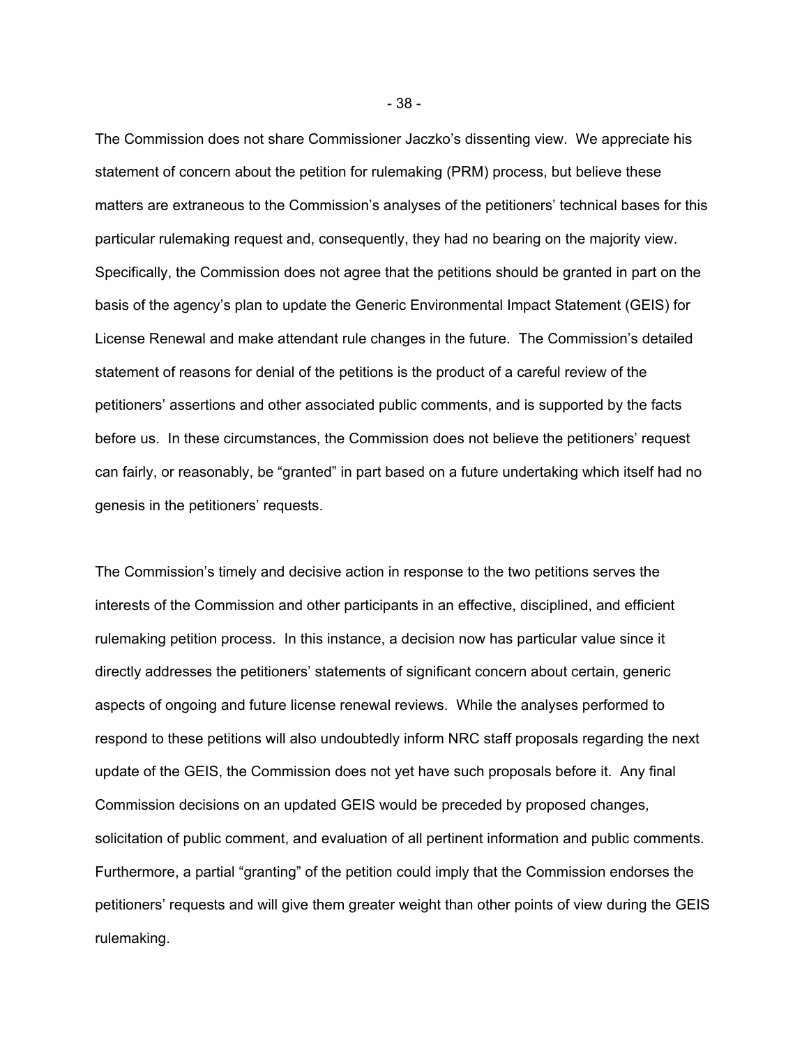The Commission does not share Commissioner Jaczko's dissenting view. We appreciate his statement of concern about the petition for rulemaking (PRM) process, but believe these matters are extraneous to the Commission's analyses of the petitioners' technical bases for this particular rulemaking request and, consequently, they had no bearing on the majority view. Specifically, the Commission does not agree that the petitions should be granted in part on the basis of the agency's plan to update the Generic Environmental Impact Statement (GEIS) for License Renewal and make attendant rule changes in the future. The Commission's detailed statement of reasons for denial of the petitions is the product of a careful review of the petitioners' assertions and other associated public comments, and is supported by the facts before us. In these circumstances, the Commission does not believe the petitioners' request can fairly, or reasonably, be "granted" in part based on a future undertaking which itself had no genesis in the petitioners' requests.

The Commission's timely and decisive action in response to the two petitions serves the interests of the Commission and other participants in an effective, disciplined, and efficient rulemaking petition process. In this instance, a decision now has particular value since it directly addresses the petitioners' statements of significant concern about certain, generic aspects of ongoing and future license renewal reviews. While the analyses performed to respond to these petitions will also undoubtedly inform NRC staff proposals regarding the next update of the GEIS, the Commission does not yet have such proposals before it. Any final Commission decisions on an updated GEIS would be preceded by proposed changes, solicitation of public comment, and evaluation of all pertinent information and public comments. Furthermore, a partial "granting" of the petition could imply that the Commission endorses the petitioners' requests and will give them greater weight than other points of view during the GEIS rulemaking.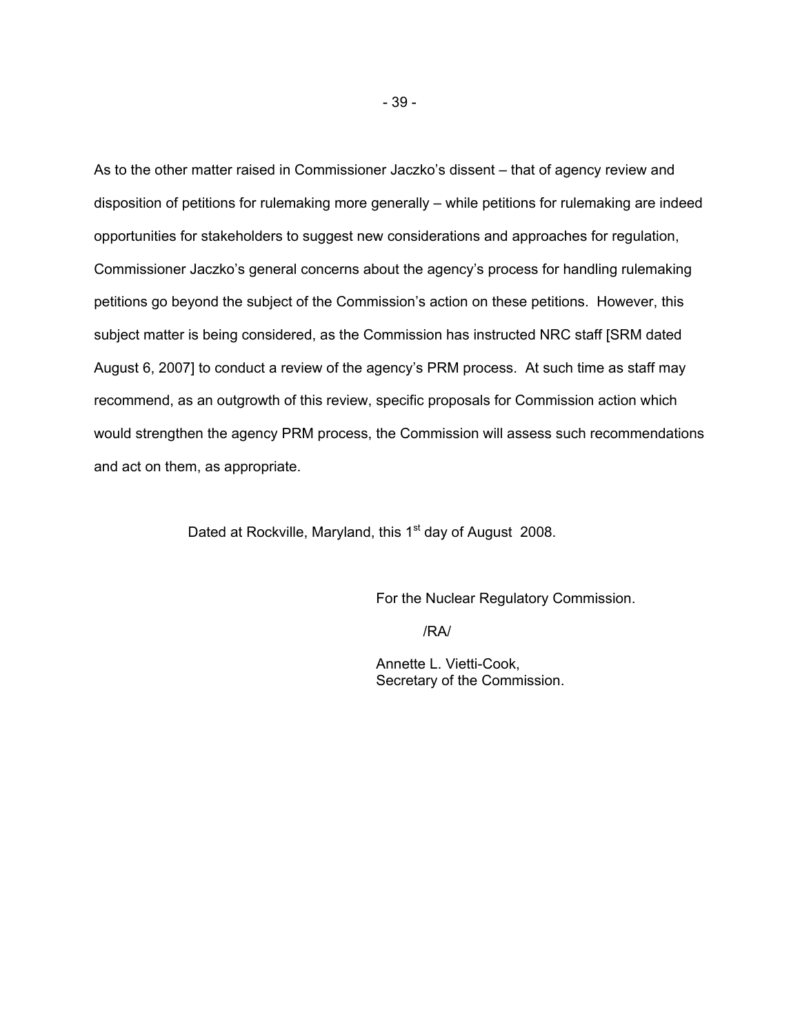As to the other matter raised in Commissioner Jaczko's dissent – that of agency review and disposition of petitions for rulemaking more generally – while petitions for rulemaking are indeed opportunities for stakeholders to suggest new considerations and approaches for regulation, Commissioner Jaczko's general concerns about the agency's process for handling rulemaking petitions go beyond the subject of the Commission's action on these petitions. However, this subject matter is being considered, as the Commission has instructed NRC staff [SRM dated August 6, 2007] to conduct a review of the agency's PRM process. At such time as staff may recommend, as an outgrowth of this review, specific proposals for Commission action which would strengthen the agency PRM process, the Commission will assess such recommendations and act on them, as appropriate.

Dated at Rockville, Maryland, this 1st day of August 2008.

For the Nuclear Regulatory Commission.

/RA/

Annette L. Vietti-Cook,
Secretary of the Commission.